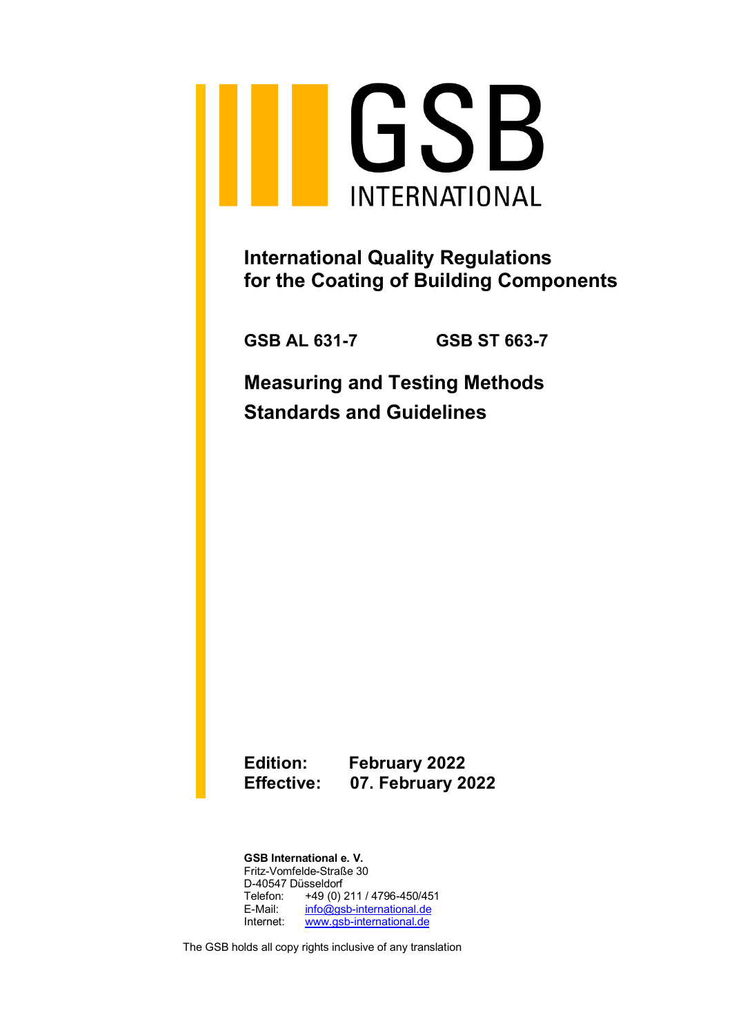# GSB INTERNATIONAL

## International Quality Regulations for the Coating of Building Components

**GSB AL 631-7** **GSB ST 663-7**

## Measuring and Testing Methods Standards and Guidelines

**Edition:** **February 2022**
**Effective:** **07. February 2022**

**GSB International e. V.**
Fritz-Vomfelde-Straße 30
D-40547 Düsseldorf
Telefon: +49 (0) 211 / 4796-450/451
E-Mail: info@gsb-international.de
Internet: www.gsb-international.de

The GSB holds all copy rights inclusive of any translation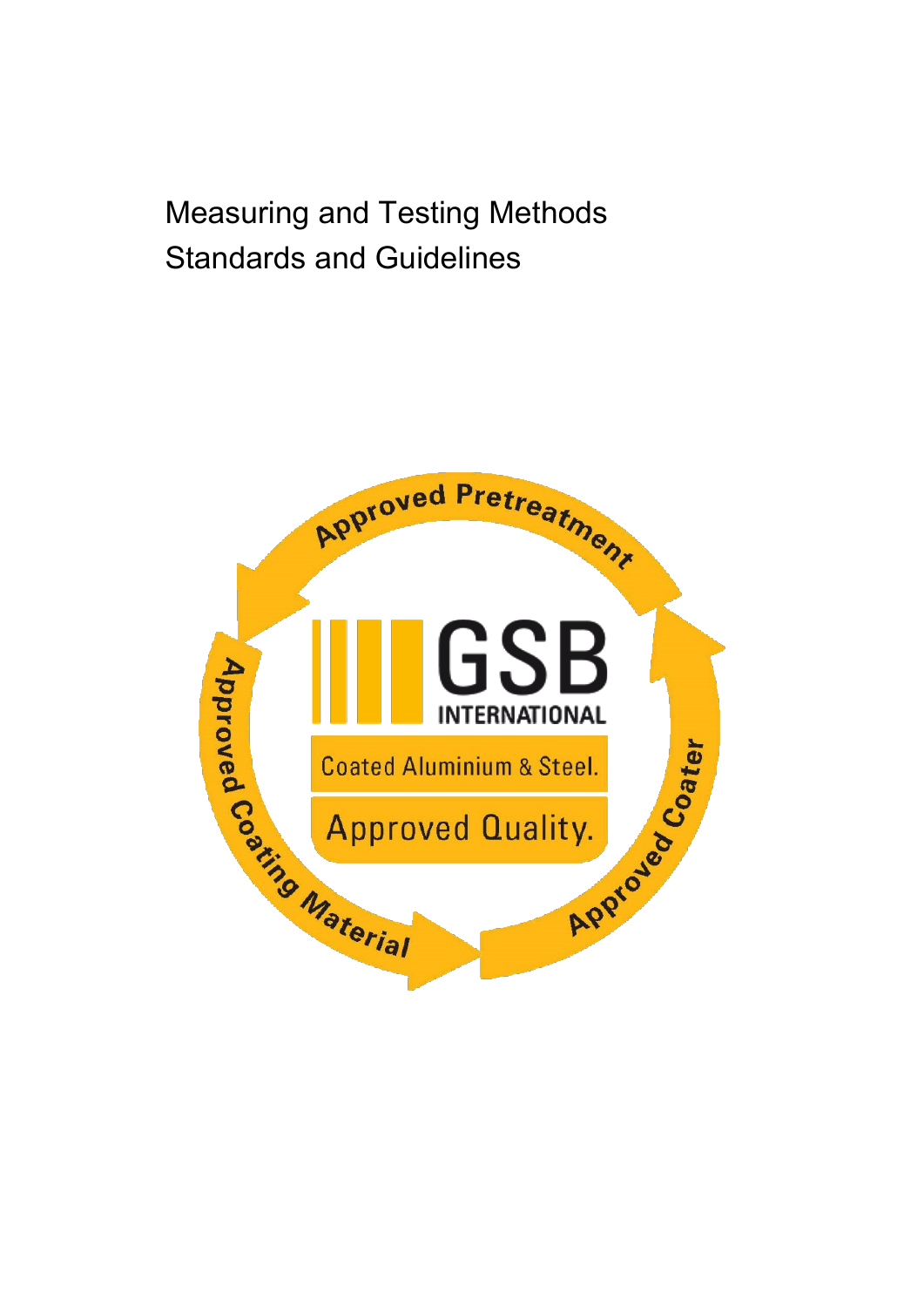Measuring and Testing Methods
Standards and Guidelines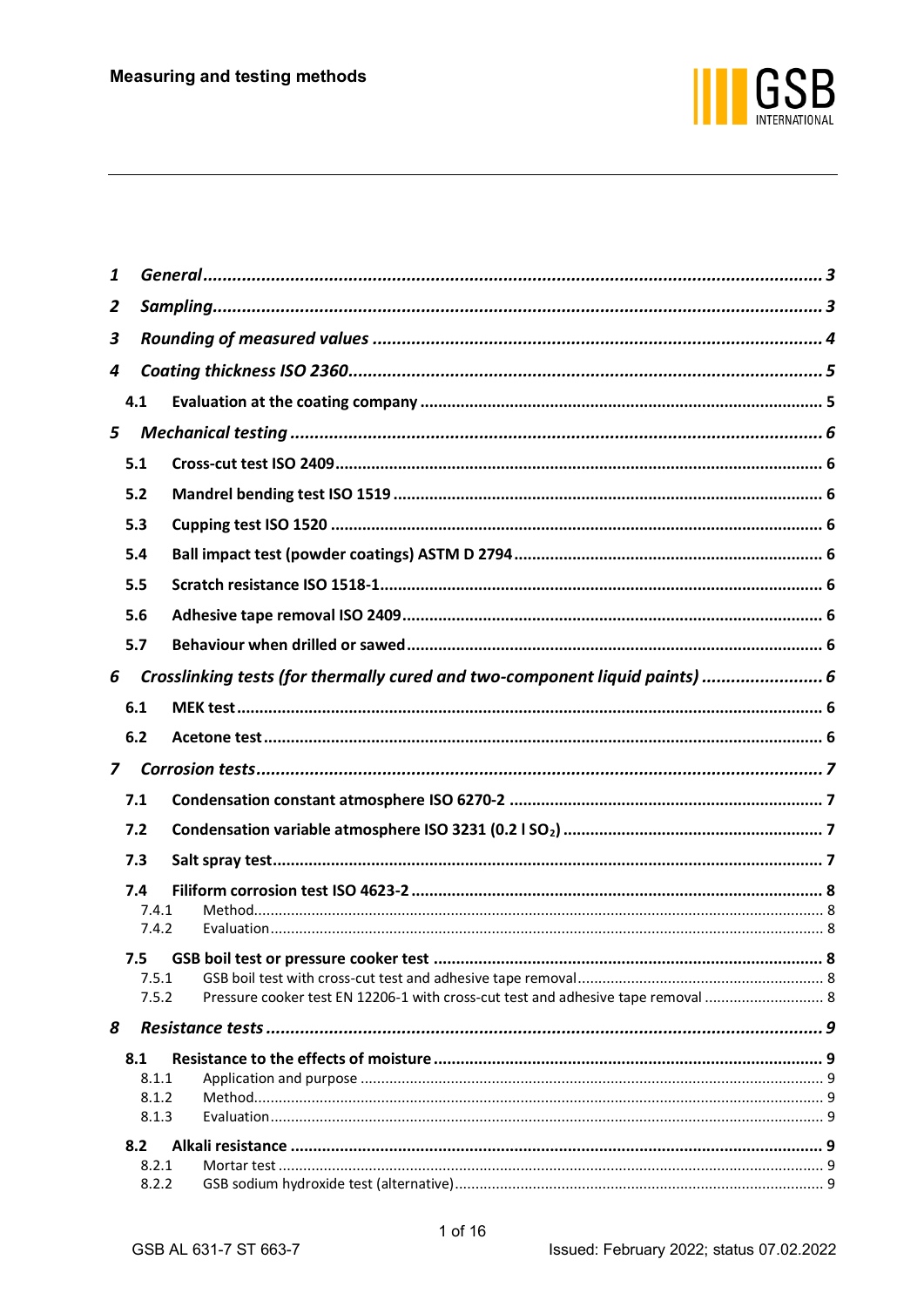# Measuring and testing methods

- **1 General** ... 3
- **2 Sampling** ... 3
- **3 Rounding of measured values** ... 4
- **4 Coating thickness ISO 2360** ... 5
  - **4.1 Evaluation at the coating company** ... 5
- **5 Mechanical testing** ... 6
  - **5.1 Cross-cut test ISO 2409** ... 6
  - **5.2 Mandrel bending test ISO 1519** ... 6
  - **5.3 Cupping test ISO 1520** ... 6
  - **5.4 Ball impact test (powder coatings) ASTM D 2794** ... 6
  - **5.5 Scratch resistance ISO 1518-1** ... 6
  - **5.6 Adhesive tape removal ISO 2409** ... 6
  - **5.7 Behaviour when drilled or sawed** ... 6
- **6 Crosslinking tests (for thermally cured and two-component liquid paints)** ... 6
  - **6.1 MEK test** ... 6
  - **6.2 Acetone test** ... 6
- **7 Corrosion tests** ... 7
  - **7.1 Condensation constant atmosphere ISO 6270-2** ... 7
  - **7.2 Condensation variable atmosphere ISO 3231 (0.2 l $SO_2$)** ... 7
  - **7.3 Salt spray test** ... 7
  - **7.4 Filiform corrosion test ISO 4623-2** ... 8
    - 7.4.1 Method ... 8
    - 7.4.2 Evaluation ... 8
  - **7.5 GSB boil test or pressure cooker test** ... 8
    - 7.5.1 GSB boil test with cross-cut test and adhesive tape removal ... 8
    - 7.5.2 Pressure cooker test EN 12206-1 with cross-cut test and adhesive tape removal ... 8
- **8 Resistance tests** ... 9
  - **8.1 Resistance to the effects of moisture** ... 9
    - 8.1.1 Application and purpose ... 9
    - 8.1.2 Method ... 9
    - 8.1.3 Evaluation ... 9
  - **8.2 Alkali resistance** ... 9
    - 8.2.1 Mortar test ... 9
    - 8.2.2 GSB sodium hydroxide test (alternative) ... 9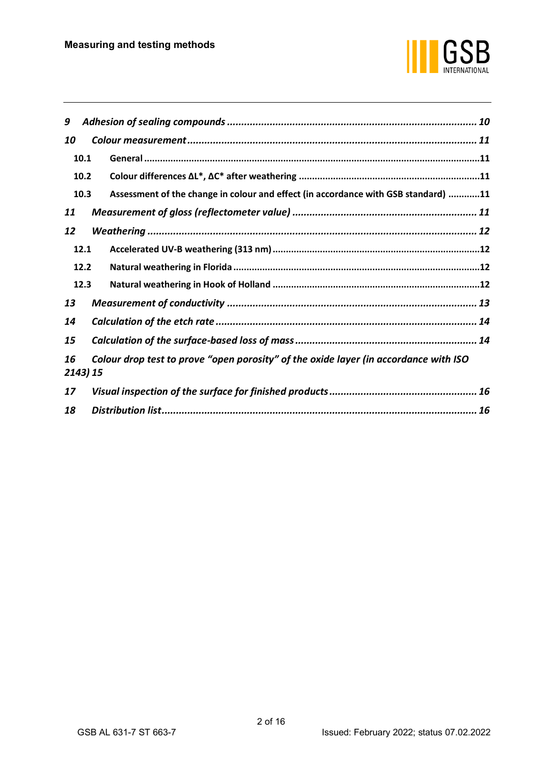*9 Adhesion of sealing compounds ........................................................................................ 10*

*10 Colour measurement ...................................................................................................... 11*

**10.1 General ..............................................................................................................................11**

**10.2 Colour differences ΔL*, ΔC* after weathering ....................................................................11**

**10.3 Assessment of the change in colour and effect (in accordance with GSB standard) ............11**

*11 Measurement of gloss (reflectometer value) ................................................................. 11*

*12 Weathering .................................................................................................................... 12*

**12.1 Accelerated UV-B weathering (313 nm) ..............................................................................12**

**12.2 Natural weathering in Florida .............................................................................................12**

**12.3 Natural weathering in Hook of Holland ..............................................................................12**

*13 Measurement of conductivity ........................................................................................ 13*

*14 Calculation of the etch rate ........................................................................................... 14*

*15 Calculation of the surface-based loss of mass ................................................................ 14*

*16 Colour drop test to prove "open porosity" of the oxide layer (in accordance with ISO 2143) 15*

*17 Visual inspection of the surface for finished products .................................................... 16*

*18 Distribution list ............................................................................................................... 16*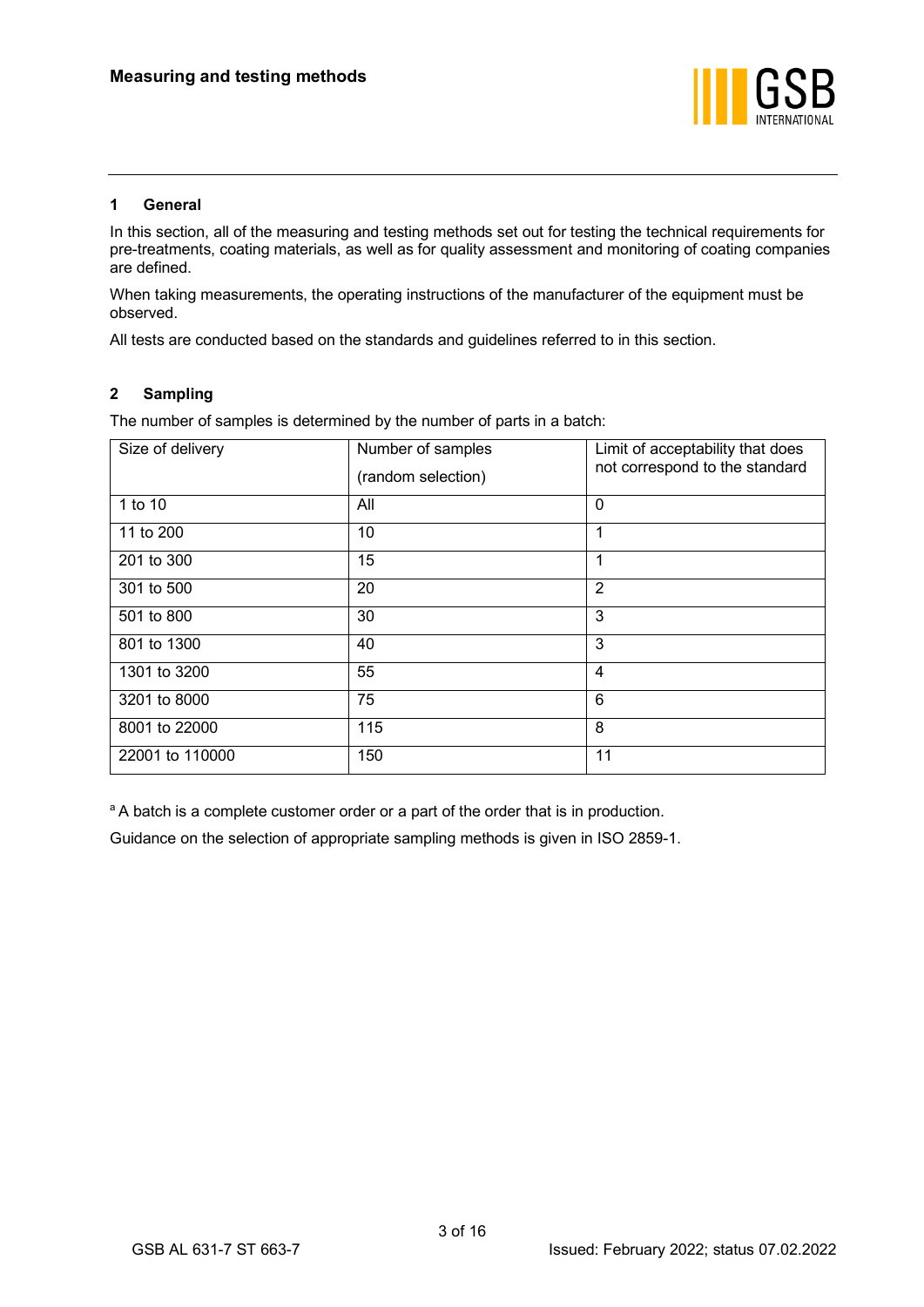## 1 General

In this section, all of the measuring and testing methods set out for testing the technical requirements for pre-treatments, coating materials, as well as for quality assessment and monitoring of coating companies are defined.

When taking measurements, the operating instructions of the manufacturer of the equipment must be observed.

All tests are conducted based on the standards and guidelines referred to in this section.

## 2 Sampling

The number of samples is determined by the number of parts in a batch:

| Size of delivery | Number of samples (random selection) | Limit of acceptability that does not correspond to the standard |
|---|---|---|
| 1 to 10 | All | 0 |
| 11 to 200 | 10 | 1 |
| 201 to 300 | 15 | 1 |
| 301 to 500 | 20 | 2 |
| 501 to 800 | 30 | 3 |
| 801 to 1300 | 40 | 3 |
| 1301 to 3200 | 55 | 4 |
| 3201 to 8000 | 75 | 6 |
| 8001 to 22000 | 115 | 8 |
| 22001 to 110000 | 150 | 11 |

[a] A batch is a complete customer order or a part of the order that is in production.

Guidance on the selection of appropriate sampling methods is given in ISO 2859-1.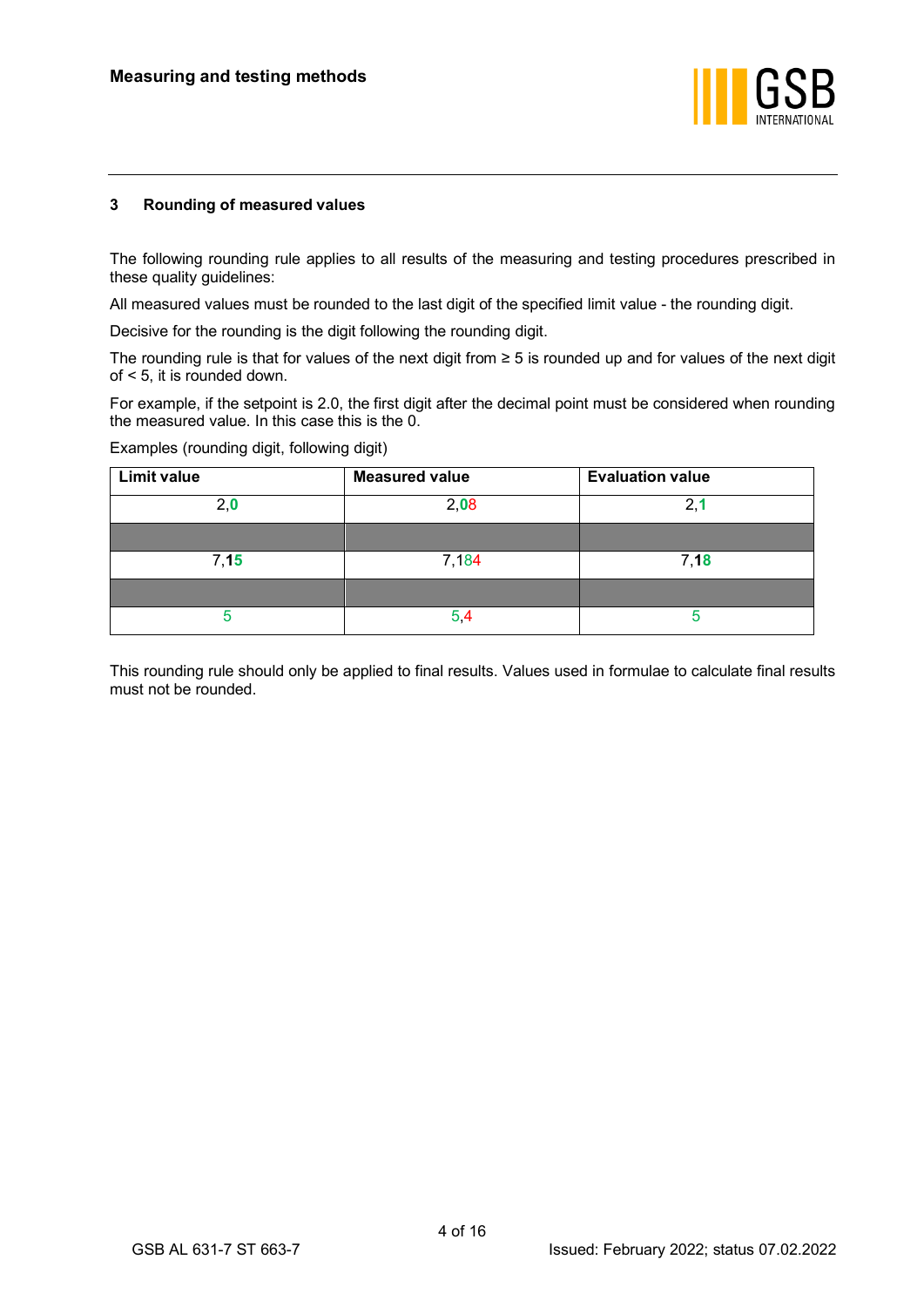## 3 Rounding of measured values

The following rounding rule applies to all results of the measuring and testing procedures prescribed in these quality guidelines:

All measured values must be rounded to the last digit of the specified limit value - the rounding digit.

Decisive for the rounding is the digit following the rounding digit.

The rounding rule is that for values of the next digit from ≥ 5 is rounded up and for values of the next digit of < 5, it is rounded down.

For example, if the setpoint is 2.0, the first digit after the decimal point must be considered when rounding the measured value. In this case this is the 0.

Examples (rounding digit, following digit)

| Limit value | Measured value | Evaluation value |
|---|---|---|
| 2,**0** | 2,08 | 2,**1** |
| | | |
| 7,**15** | 7,184 | 7,**18** |
| | | |
| 5 | 5,4 | 5 |

This rounding rule should only be applied to final results. Values used in formulae to calculate final results must not be rounded.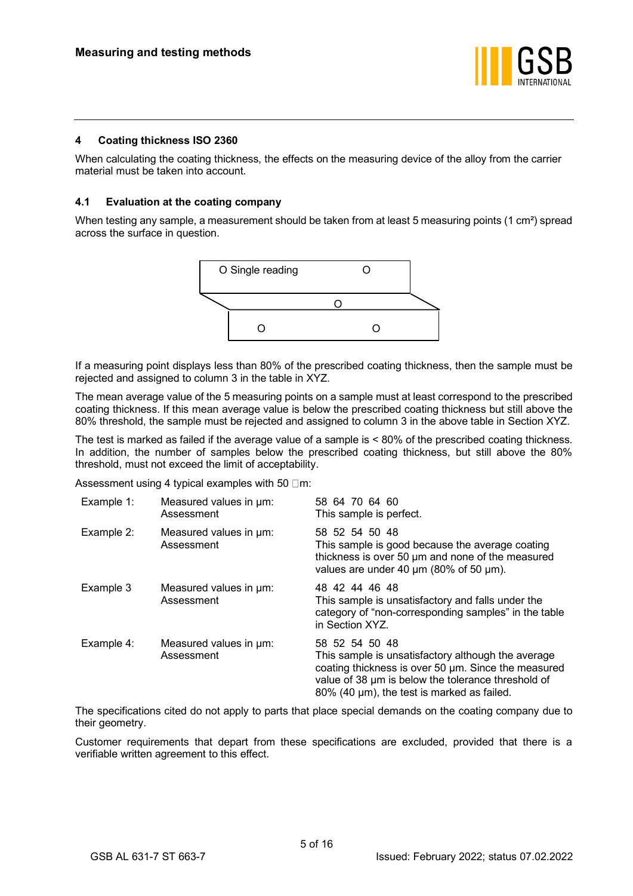## 4 Coating thickness ISO 2360

When calculating the coating thickness, the effects on the measuring device of the alloy from the carrier material must be taken into account.

### 4.1 Evaluation at the coating company

When testing any sample, a measurement should be taken from at least 5 measuring points (1 cm²) spread across the surface in question.

O Single reading O

O

O O

If a measuring point displays less than 80% of the prescribed coating thickness, then the sample must be rejected and assigned to column 3 in the table in XYZ.

The mean average value of the 5 measuring points on a sample must at least correspond to the prescribed coating thickness. If this mean average value is below the prescribed coating thickness but still above the 80% threshold, the sample must be rejected and assigned to column 3 in the above table in Section XYZ.

The test is marked as failed if the average value of a sample is < 80% of the prescribed coating thickness. In addition, the number of samples below the prescribed coating thickness, but still above the 80% threshold, must not exceed the limit of acceptability.

Assessment using 4 typical examples with 50 µm:

| | | |
|---|---|---|
| Example 1: | Measured values in µm:<br>Assessment | 58 64 70 64 60<br>This sample is perfect. |
| Example 2: | Measured values in µm:<br>Assessment | 58 52 54 50 48<br>This sample is good because the average coating thickness is over 50 µm and none of the measured values are under 40 µm (80% of 50 µm). |
| Example 3 | Measured values in µm:<br>Assessment | 48 42 44 46 48<br>This sample is unsatisfactory and falls under the category of “non-corresponding samples” in the table in Section XYZ. |
| Example 4: | Measured values in µm:<br>Assessment | 58 52 54 50 48<br>This sample is unsatisfactory although the average coating thickness is over 50 µm. Since the measured value of 38 µm is below the tolerance threshold of 80% (40 µm), the test is marked as failed. |

The specifications cited do not apply to parts that place special demands on the coating company due to their geometry.

Customer requirements that depart from these specifications are excluded, provided that there is a verifiable written agreement to this effect.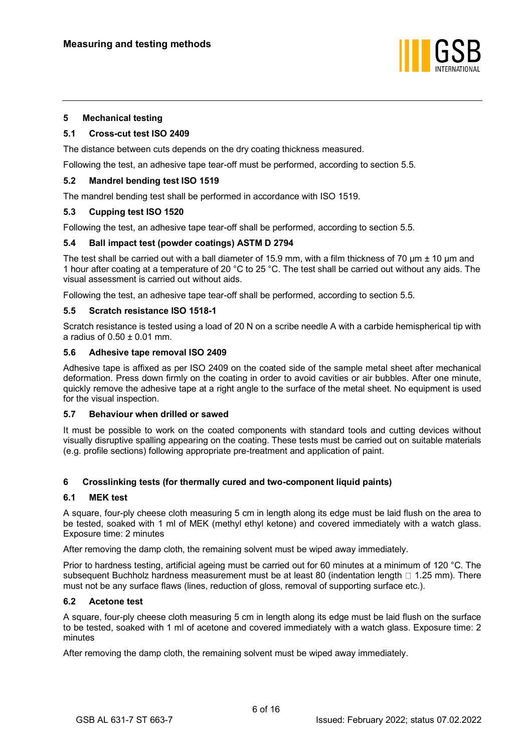## 5 Mechanical testing

### 5.1 Cross-cut test ISO 2409

The distance between cuts depends on the dry coating thickness measured.

Following the test, an adhesive tape tear-off must be performed, according to section 5.5.

### 5.2 Mandrel bending test ISO 1519

The mandrel bending test shall be performed in accordance with ISO 1519.

### 5.3 Cupping test ISO 1520

Following the test, an adhesive tape tear-off shall be performed, according to section 5.5.

### 5.4 Ball impact test (powder coatings) ASTM D 2794

The test shall be carried out with a ball diameter of 15.9 mm, with a film thickness of 70 µm ± 10 µm and 1 hour after coating at a temperature of 20 °C to 25 °C. The test shall be carried out without any aids. The visual assessment is carried out without aids.

Following the test, an adhesive tape tear-off shall be performed, according to section 5.5.

### 5.5 Scratch resistance ISO 1518-1

Scratch resistance is tested using a load of 20 N on a scribe needle A with a carbide hemispherical tip with a radius of 0.50 ± 0.01 mm.

### 5.6 Adhesive tape removal ISO 2409

Adhesive tape is affixed as per ISO 2409 on the coated side of the sample metal sheet after mechanical deformation. Press down firmly on the coating in order to avoid cavities or air bubbles. After one minute, quickly remove the adhesive tape at a right angle to the surface of the metal sheet. No equipment is used for the visual inspection.

### 5.7 Behaviour when drilled or sawed

It must be possible to work on the coated components with standard tools and cutting devices without visually disruptive spalling appearing on the coating. These tests must be carried out on suitable materials (e.g. profile sections) following appropriate pre-treatment and application of paint.

## 6 Crosslinking tests (for thermally cured and two-component liquid paints)

### 6.1 MEK test

A square, four-ply cheese cloth measuring 5 cm in length along its edge must be laid flush on the area to be tested, soaked with 1 ml of MEK (methyl ethyl ketone) and covered immediately with a watch glass. Exposure time: 2 minutes

After removing the damp cloth, the remaining solvent must be wiped away immediately.

Prior to hardness testing, artificial ageing must be carried out for 60 minutes at a minimum of 120 °C. The subsequent Buchholz hardness measurement must be at least 80 (indentation length  1.25 mm). There must not be any surface flaws (lines, reduction of gloss, removal of supporting surface etc.).

### 6.2 Acetone test

A square, four-ply cheese cloth measuring 5 cm in length along its edge must be laid flush on the surface to be tested, soaked with 1 ml of acetone and covered immediately with a watch glass. Exposure time: 2 minutes

After removing the damp cloth, the remaining solvent must be wiped away immediately.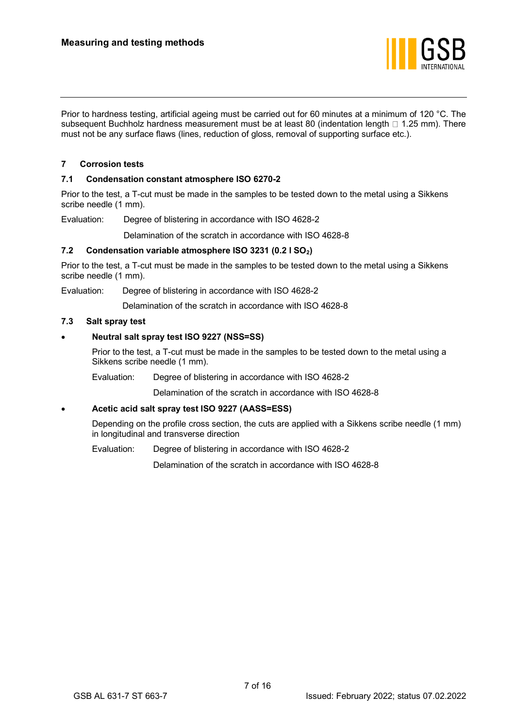Prior to hardness testing, artificial ageing must be carried out for 60 minutes at a minimum of 120 °C. The subsequent Buchholz hardness measurement must be at least 80 (indentation length  1.25 mm). There must not be any surface flaws (lines, reduction of gloss, removal of supporting surface etc.).

## 7 Corrosion tests

### 7.1 Condensation constant atmosphere ISO 6270-2

Prior to the test, a T-cut must be made in the samples to be tested down to the metal using a Sikkens scribe needle (1 mm).

Evaluation: Degree of blistering in accordance with ISO 4628-2

Delamination of the scratch in accordance with ISO 4628-8

### 7.2 Condensation variable atmosphere ISO 3231 (0.2 l $SO_2$)

Prior to the test, a T-cut must be made in the samples to be tested down to the metal using a Sikkens scribe needle (1 mm).

Evaluation: Degree of blistering in accordance with ISO 4628-2

Delamination of the scratch in accordance with ISO 4628-8

### 7.3 Salt spray test

- **Neutral salt spray test ISO 9227 (NSS=SS)**

  Prior to the test, a T-cut must be made in the samples to be tested down to the metal using a Sikkens scribe needle (1 mm).

  Evaluation: Degree of blistering in accordance with ISO 4628-2

  Delamination of the scratch in accordance with ISO 4628-8

- **Acetic acid salt spray test ISO 9227 (AASS=ESS)**

  Depending on the profile cross section, the cuts are applied with a Sikkens scribe needle (1 mm) in longitudinal and transverse direction

  Evaluation: Degree of blistering in accordance with ISO 4628-2

  Delamination of the scratch in accordance with ISO 4628-8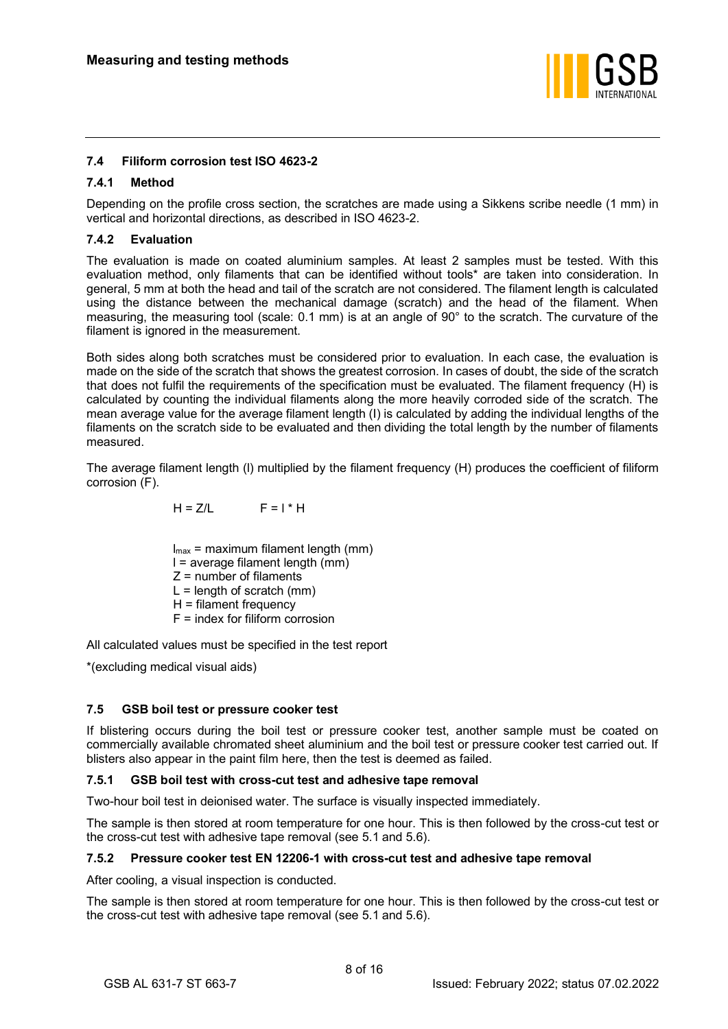### 7.4 Filiform corrosion test ISO 4623-2

#### 7.4.1 Method

Depending on the profile cross section, the scratches are made using a Sikkens scribe needle (1 mm) in vertical and horizontal directions, as described in ISO 4623-2.

#### 7.4.2 Evaluation

The evaluation is made on coated aluminium samples. At least 2 samples must be tested. With this evaluation method, only filaments that can be identified without tools* are taken into consideration. In general, 5 mm at both the head and tail of the scratch are not considered. The filament length is calculated using the distance between the mechanical damage (scratch) and the head of the filament. When measuring, the measuring tool (scale: 0.1 mm) is at an angle of 90° to the scratch. The curvature of the filament is ignored in the measurement.

Both sides along both scratches must be considered prior to evaluation. In each case, the evaluation is made on the side of the scratch that shows the greatest corrosion. In cases of doubt, the side of the scratch that does not fulfil the requirements of the specification must be evaluated. The filament frequency (H) is calculated by counting the individual filaments along the more heavily corroded side of the scratch. The mean average value for the average filament length (l) is calculated by adding the individual lengths of the filaments on the scratch side to be evaluated and then dividing the total length by the number of filaments measured.

The average filament length (l) multiplied by the filament frequency (H) produces the coefficient of filiform corrosion (F).

$$H = Z/L \qquad F = l * H$$

$l_{max}$ = maximum filament length (mm)
l = average filament length (mm)
Z = number of filaments
L = length of scratch (mm)
H = filament frequency
F = index for filiform corrosion

All calculated values must be specified in the test report

*(excluding medical visual aids)

### 7.5 GSB boil test or pressure cooker test

If blistering occurs during the boil test or pressure cooker test, another sample must be coated on commercially available chromated sheet aluminium and the boil test or pressure cooker test carried out. If blisters also appear in the paint film here, then the test is deemed as failed.

#### 7.5.1 GSB boil test with cross-cut test and adhesive tape removal

Two-hour boil test in deionised water. The surface is visually inspected immediately.

The sample is then stored at room temperature for one hour. This is then followed by the cross-cut test or the cross-cut test with adhesive tape removal (see 5.1 and 5.6).

#### 7.5.2 Pressure cooker test EN 12206-1 with cross-cut test and adhesive tape removal

After cooling, a visual inspection is conducted.

The sample is then stored at room temperature for one hour. This is then followed by the cross-cut test or the cross-cut test with adhesive tape removal (see 5.1 and 5.6).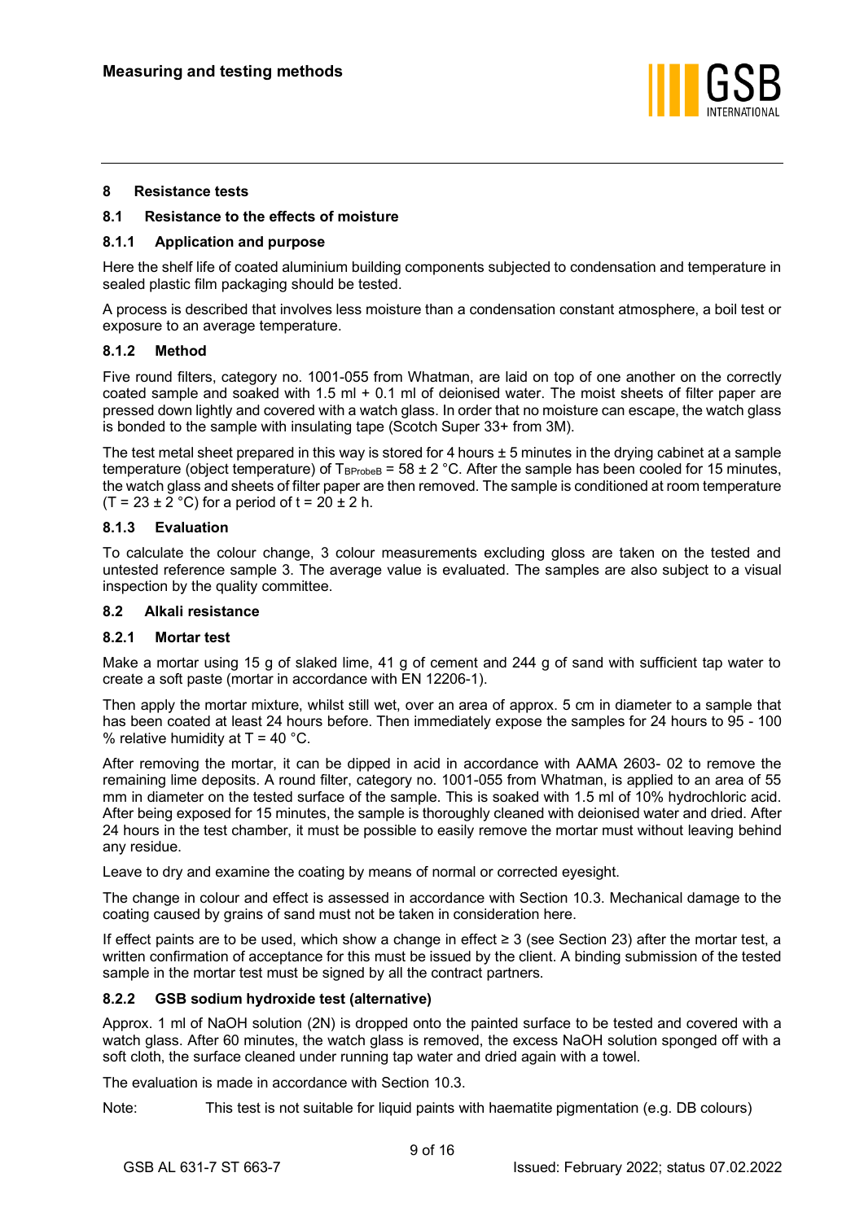## 8 Resistance tests

### 8.1 Resistance to the effects of moisture

#### 8.1.1 Application and purpose

Here the shelf life of coated aluminium building components subjected to condensation and temperature in sealed plastic film packaging should be tested.

A process is described that involves less moisture than a condensation constant atmosphere, a boil test or exposure to an average temperature.

#### 8.1.2 Method

Five round filters, category no. 1001-055 from Whatman, are laid on top of one another on the correctly coated sample and soaked with 1.5 ml + 0.1 ml of deionised water. The moist sheets of filter paper are pressed down lightly and covered with a watch glass. In order that no moisture can escape, the watch glass is bonded to the sample with insulating tape (Scotch Super 33+ from 3M).

The test metal sheet prepared in this way is stored for 4 hours ± 5 minutes in the drying cabinet at a sample temperature (object temperature) of $T_{BProbeB} = 58 \pm 2$ °C. After the sample has been cooled for 15 minutes, the watch glass and sheets of filter paper are then removed. The sample is conditioned at room temperature ($T = 23 \pm 2$ °C) for a period of $t = 20 \pm 2$ h.

#### 8.1.3 Evaluation

To calculate the colour change, 3 colour measurements excluding gloss are taken on the tested and untested reference sample 3. The average value is evaluated. The samples are also subject to a visual inspection by the quality committee.

### 8.2 Alkali resistance

#### 8.2.1 Mortar test

Make a mortar using 15 g of slaked lime, 41 g of cement and 244 g of sand with sufficient tap water to create a soft paste (mortar in accordance with EN 12206-1).

Then apply the mortar mixture, whilst still wet, over an area of approx. 5 cm in diameter to a sample that has been coated at least 24 hours before. Then immediately expose the samples for 24 hours to 95 - 100 % relative humidity at T = 40 °C.

After removing the mortar, it can be dipped in acid in accordance with AAMA 2603- 02 to remove the remaining lime deposits. A round filter, category no. 1001-055 from Whatman, is applied to an area of 55 mm in diameter on the tested surface of the sample. This is soaked with 1.5 ml of 10% hydrochloric acid. After being exposed for 15 minutes, the sample is thoroughly cleaned with deionised water and dried. After 24 hours in the test chamber, it must be possible to easily remove the mortar must without leaving behind any residue.

Leave to dry and examine the coating by means of normal or corrected eyesight.

The change in colour and effect is assessed in accordance with Section 10.3. Mechanical damage to the coating caused by grains of sand must not be taken in consideration here.

If effect paints are to be used, which show a change in effect ≥ 3 (see Section 23) after the mortar test, a written confirmation of acceptance for this must be issued by the client. A binding submission of the tested sample in the mortar test must be signed by all the contract partners.

#### 8.2.2 GSB sodium hydroxide test (alternative)

Approx. 1 ml of NaOH solution (2N) is dropped onto the painted surface to be tested and covered with a watch glass. After 60 minutes, the watch glass is removed, the excess NaOH solution sponged off with a soft cloth, the surface cleaned under running tap water and dried again with a towel.

The evaluation is made in accordance with Section 10.3.

Note: This test is not suitable for liquid paints with haematite pigmentation (e.g. DB colours)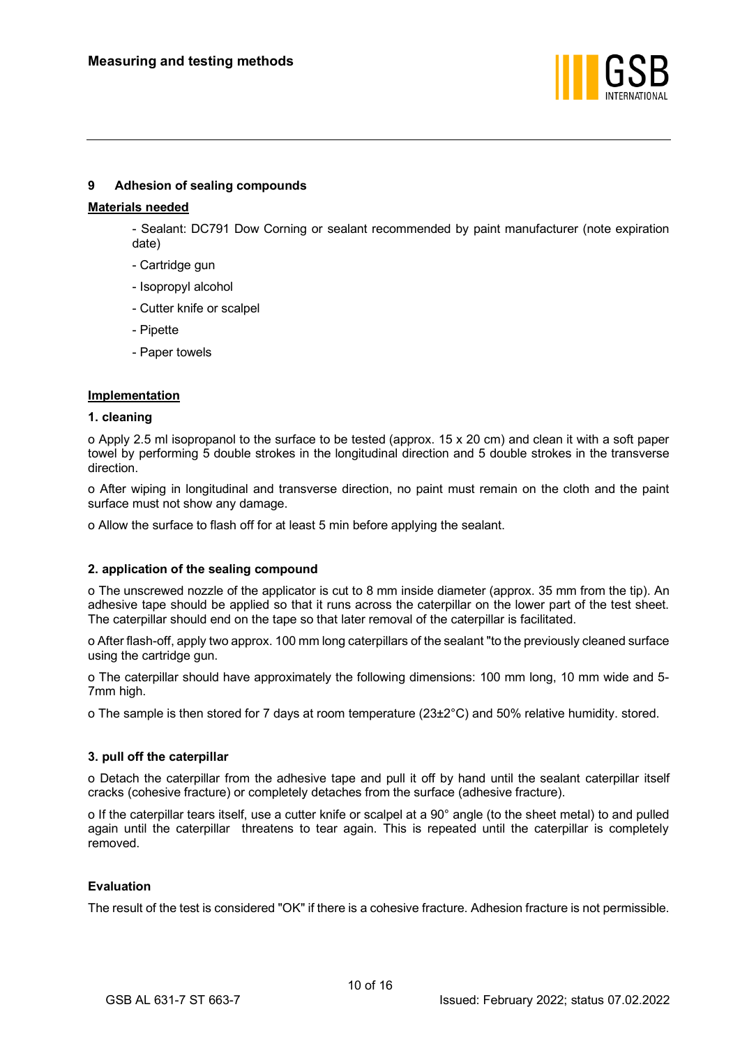## 9 Adhesion of sealing compounds

**Materials needed**

- Sealant: DC791 Dow Corning or sealant recommended by paint manufacturer (note expiration date)
- Cartridge gun
- Isopropyl alcohol
- Cutter knife or scalpel
- Pipette
- Paper towels

**Implementation**

**1. cleaning**

o Apply 2.5 ml isopropanol to the surface to be tested (approx. 15 x 20 cm) and clean it with a soft paper towel by performing 5 double strokes in the longitudinal direction and 5 double strokes in the transverse direction.

o After wiping in longitudinal and transverse direction, no paint must remain on the cloth and the paint surface must not show any damage.

o Allow the surface to flash off for at least 5 min before applying the sealant.

**2. application of the sealing compound**

o The unscrewed nozzle of the applicator is cut to 8 mm inside diameter (approx. 35 mm from the tip). An adhesive tape should be applied so that it runs across the caterpillar on the lower part of the test sheet. The caterpillar should end on the tape so that later removal of the caterpillar is facilitated.

o After flash-off, apply two approx. 100 mm long caterpillars of the sealant "to the previously cleaned surface using the cartridge gun.

o The caterpillar should have approximately the following dimensions: 100 mm long, 10 mm wide and 5-7mm high.

o The sample is then stored for 7 days at room temperature (23±2°C) and 50% relative humidity. stored.

**3. pull off the caterpillar**

o Detach the caterpillar from the adhesive tape and pull it off by hand until the sealant caterpillar itself cracks (cohesive fracture) or completely detaches from the surface (adhesive fracture).

o If the caterpillar tears itself, use a cutter knife or scalpel at a 90° angle (to the sheet metal) to and pulled again until the caterpillar threatens to tear again. This is repeated until the caterpillar is completely removed.

**Evaluation**

The result of the test is considered "OK" if there is a cohesive fracture. Adhesion fracture is not permissible.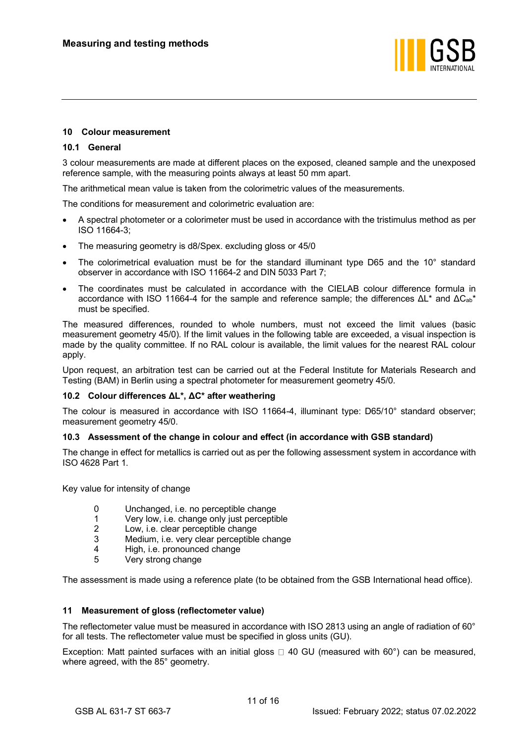## 10 Colour measurement

### 10.1 General

3 colour measurements are made at different places on the exposed, cleaned sample and the unexposed reference sample, with the measuring points always at least 50 mm apart.

The arithmetical mean value is taken from the colorimetric values of the measurements.

The conditions for measurement and colorimetric evaluation are:

- A spectral photometer or a colorimeter must be used in accordance with the tristimulus method as per ISO 11664-3;
- The measuring geometry is d8/Spex. excluding gloss or 45/0
- The colorimetrical evaluation must be for the standard illuminant type D65 and the 10° standard observer in accordance with ISO 11664-2 and DIN 5033 Part 7;
- The coordinates must be calculated in accordance with the CIELAB colour difference formula in accordance with ISO 11664-4 for the sample and reference sample; the differences $\Delta L^*$ and $\Delta C_{ab}^*$ must be specified.

The measured differences, rounded to whole numbers, must not exceed the limit values (basic measurement geometry 45/0). If the limit values in the following table are exceeded, a visual inspection is made by the quality committee. If no RAL colour is available, the limit values for the nearest RAL colour apply.

Upon request, an arbitration test can be carried out at the Federal Institute for Materials Research and Testing (BAM) in Berlin using a spectral photometer for measurement geometry 45/0.

### 10.2 Colour differences $\Delta L^*$, $\Delta C^*$ after weathering

The colour is measured in accordance with ISO 11664-4, illuminant type: D65/10° standard observer; measurement geometry 45/0.

### 10.3 Assessment of the change in colour and effect (in accordance with GSB standard)

The change in effect for metallics is carried out as per the following assessment system in accordance with ISO 4628 Part 1.

Key value for intensity of change

| | |
|---|---|
| 0 | Unchanged, i.e. no perceptible change |
| 1 | Very low, i.e. change only just perceptible |
| 2 | Low, i.e. clear perceptible change |
| 3 | Medium, i.e. very clear perceptible change |
| 4 | High, i.e. pronounced change |
| 5 | Very strong change |

The assessment is made using a reference plate (to be obtained from the GSB International head office).

## 11 Measurement of gloss (reflectometer value)

The reflectometer value must be measured in accordance with ISO 2813 using an angle of radiation of 60° for all tests. The reflectometer value must be specified in gloss units (GU).

Exception: Matt painted surfaces with an initial gloss □ 40 GU (measured with 60°) can be measured, where agreed, with the 85° geometry.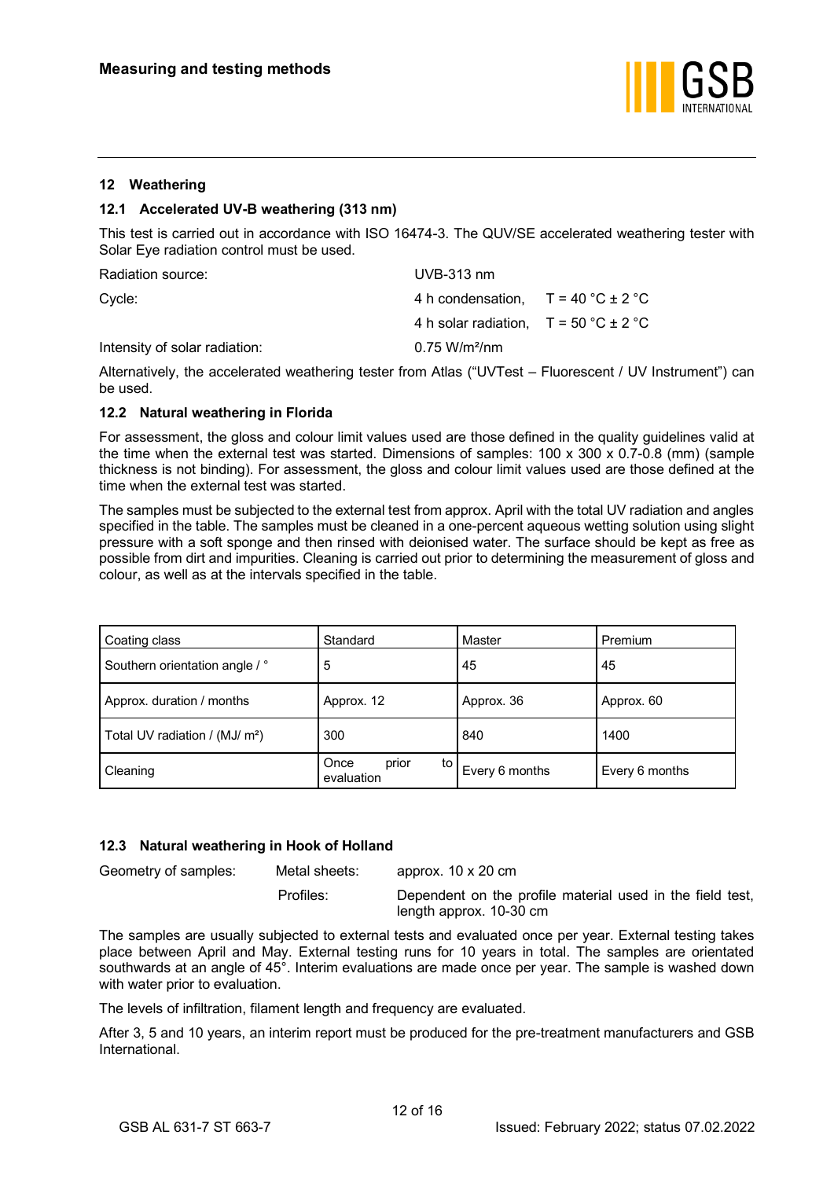## 12 Weathering

### 12.1 Accelerated UV-B weathering (313 nm)

This test is carried out in accordance with ISO 16474-3. The QUV/SE accelerated weathering tester with Solar Eye radiation control must be used.

| | | |
|---|---|---|
| Radiation source: | UVB-313 nm | |
| Cycle: | 4 h condensation, | T = 40 °C ± 2 °C |
| | 4 h solar radiation, | T = 50 °C ± 2 °C |
| Intensity of solar radiation: | 0.75 W/m²/nm | |

Alternatively, the accelerated weathering tester from Atlas ("UVTest – Fluorescent / UV Instrument") can be used.

### 12.2 Natural weathering in Florida

For assessment, the gloss and colour limit values used are those defined in the quality guidelines valid at the time when the external test was started. Dimensions of samples: 100 x 300 x 0.7-0.8 (mm) (sample thickness is not binding). For assessment, the gloss and colour limit values used are those defined at the time when the external test was started.

The samples must be subjected to the external test from approx. April with the total UV radiation and angles specified in the table. The samples must be cleaned in a one-percent aqueous wetting solution using slight pressure with a soft sponge and then rinsed with deionised water. The surface should be kept as free as possible from dirt and impurities. Cleaning is carried out prior to determining the measurement of gloss and colour, as well as at the intervals specified in the table.

| Coating class | Standard | Master | Premium |
|---|---|---|---|
| Southern orientation angle / ° | 5 | 45 | 45 |
| Approx. duration / months | Approx. 12 | Approx. 36 | Approx. 60 |
| Total UV radiation / (MJ/ m²) | 300 | 840 | 1400 |
| Cleaning | Once prior to evaluation | Every 6 months | Every 6 months |

### 12.3 Natural weathering in Hook of Holland

| | | |
|---|---|---|
| Geometry of samples: | Metal sheets: | approx. 10 x 20 cm |
| | Profiles: | Dependent on the profile material used in the field test, length approx. 10-30 cm |

The samples are usually subjected to external tests and evaluated once per year. External testing takes place between April and May. External testing runs for 10 years in total. The samples are orientated southwards at an angle of 45°. Interim evaluations are made once per year. The sample is washed down with water prior to evaluation.

The levels of infiltration, filament length and frequency are evaluated.

After 3, 5 and 10 years, an interim report must be produced for the pre-treatment manufacturers and GSB International.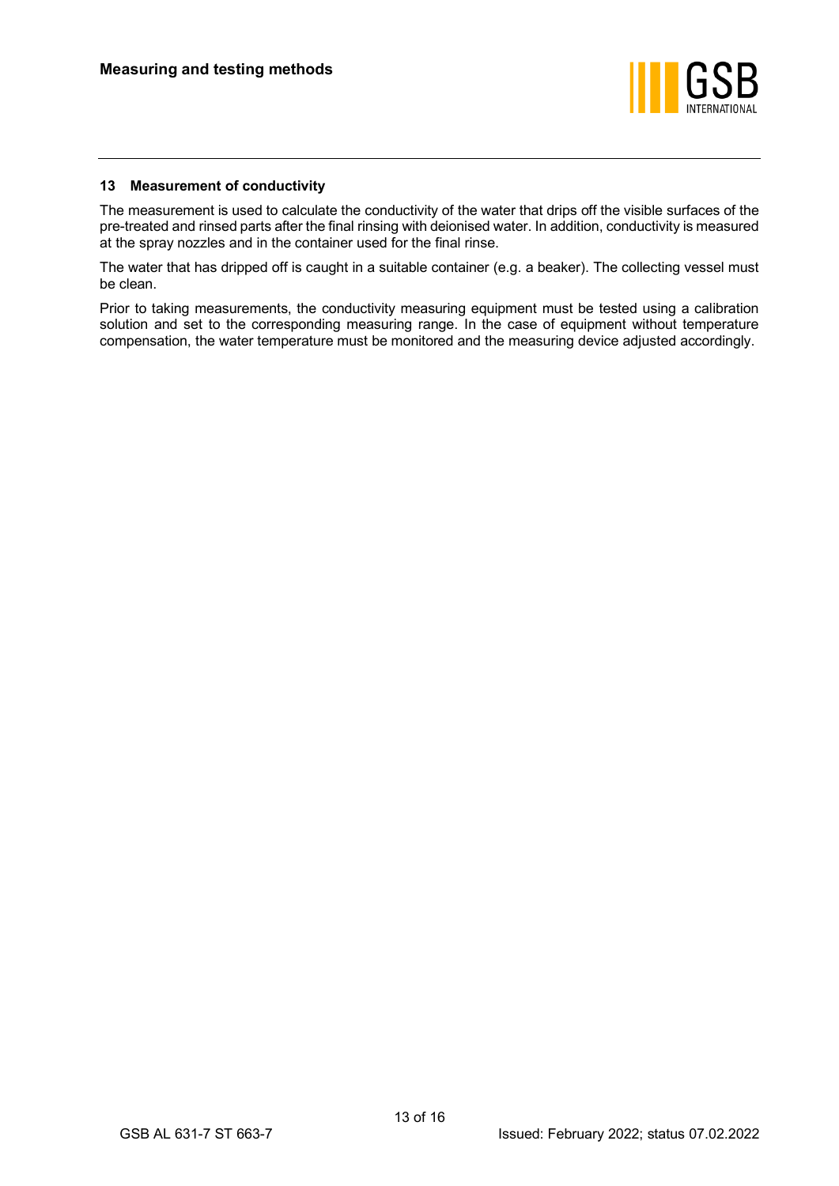## 13 Measurement of conductivity

The measurement is used to calculate the conductivity of the water that drips off the visible surfaces of the pre-treated and rinsed parts after the final rinsing with deionised water. In addition, conductivity is measured at the spray nozzles and in the container used for the final rinse.

The water that has dripped off is caught in a suitable container (e.g. a beaker). The collecting vessel must be clean.

Prior to taking measurements, the conductivity measuring equipment must be tested using a calibration solution and set to the corresponding measuring range. In the case of equipment without temperature compensation, the water temperature must be monitored and the measuring device adjusted accordingly.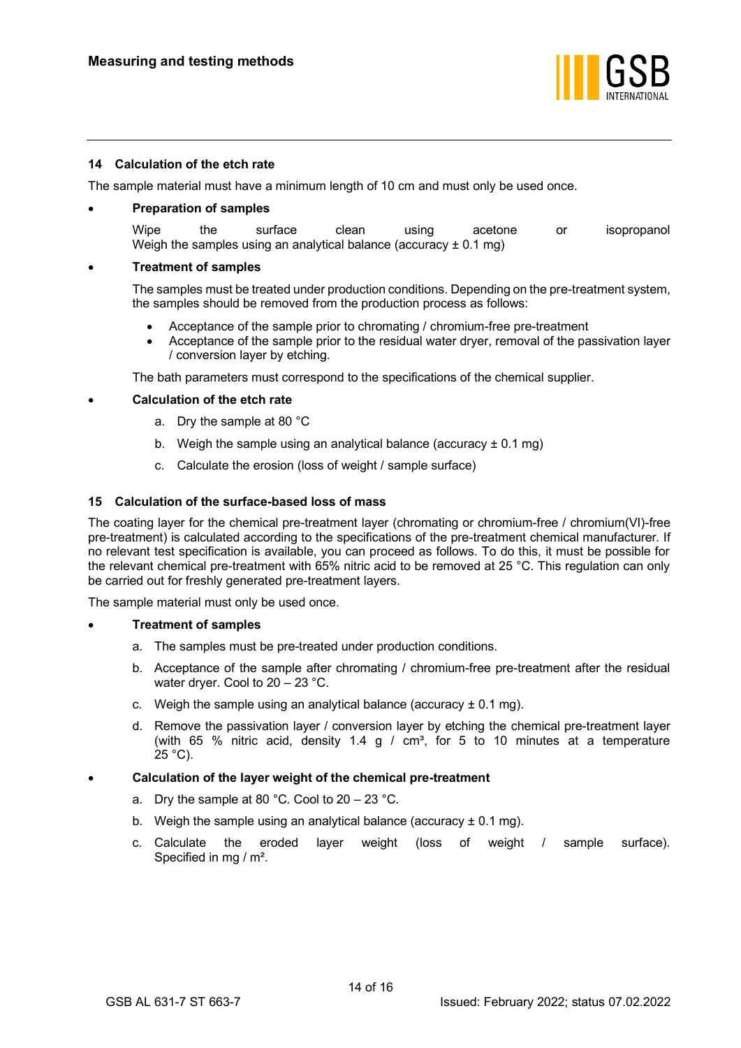## 14 Calculation of the etch rate

The sample material must have a minimum length of 10 cm and must only be used once.

- **Preparation of samples**

  Wipe the surface clean using acetone or isopropanol
  Weigh the samples using an analytical balance (accuracy ± 0.1 mg)

- **Treatment of samples**

  The samples must be treated under production conditions. Depending on the pre-treatment system, the samples should be removed from the production process as follows:

  - Acceptance of the sample prior to chromating / chromium-free pre-treatment
  - Acceptance of the sample prior to the residual water dryer, removal of the passivation layer / conversion layer by etching.

  The bath parameters must correspond to the specifications of the chemical supplier.

- **Calculation of the etch rate**

  a. Dry the sample at 80 °C

  b. Weigh the sample using an analytical balance (accuracy ± 0.1 mg)

  c. Calculate the erosion (loss of weight / sample surface)

## 15 Calculation of the surface-based loss of mass

The coating layer for the chemical pre-treatment layer (chromating or chromium-free / chromium(VI)-free pre-treatment) is calculated according to the specifications of the pre-treatment chemical manufacturer. If no relevant test specification is available, you can proceed as follows. To do this, it must be possible for the relevant chemical pre-treatment with 65% nitric acid to be removed at 25 °C. This regulation can only be carried out for freshly generated pre-treatment layers.

The sample material must only be used once.

- **Treatment of samples**

  a. The samples must be pre-treated under production conditions.

  b. Acceptance of the sample after chromating / chromium-free pre-treatment after the residual water dryer. Cool to 20 – 23 °C.

  c. Weigh the sample using an analytical balance (accuracy ± 0.1 mg).

  d. Remove the passivation layer / conversion layer by etching the chemical pre-treatment layer (with 65 % nitric acid, density 1.4 g / cm³, for 5 to 10 minutes at a temperature 25 °C).

- **Calculation of the layer weight of the chemical pre-treatment**

  a. Dry the sample at 80 °C. Cool to 20 – 23 °C.

  b. Weigh the sample using an analytical balance (accuracy ± 0.1 mg).

  c. Calculate the eroded layer weight (loss of weight / sample surface). Specified in mg / m².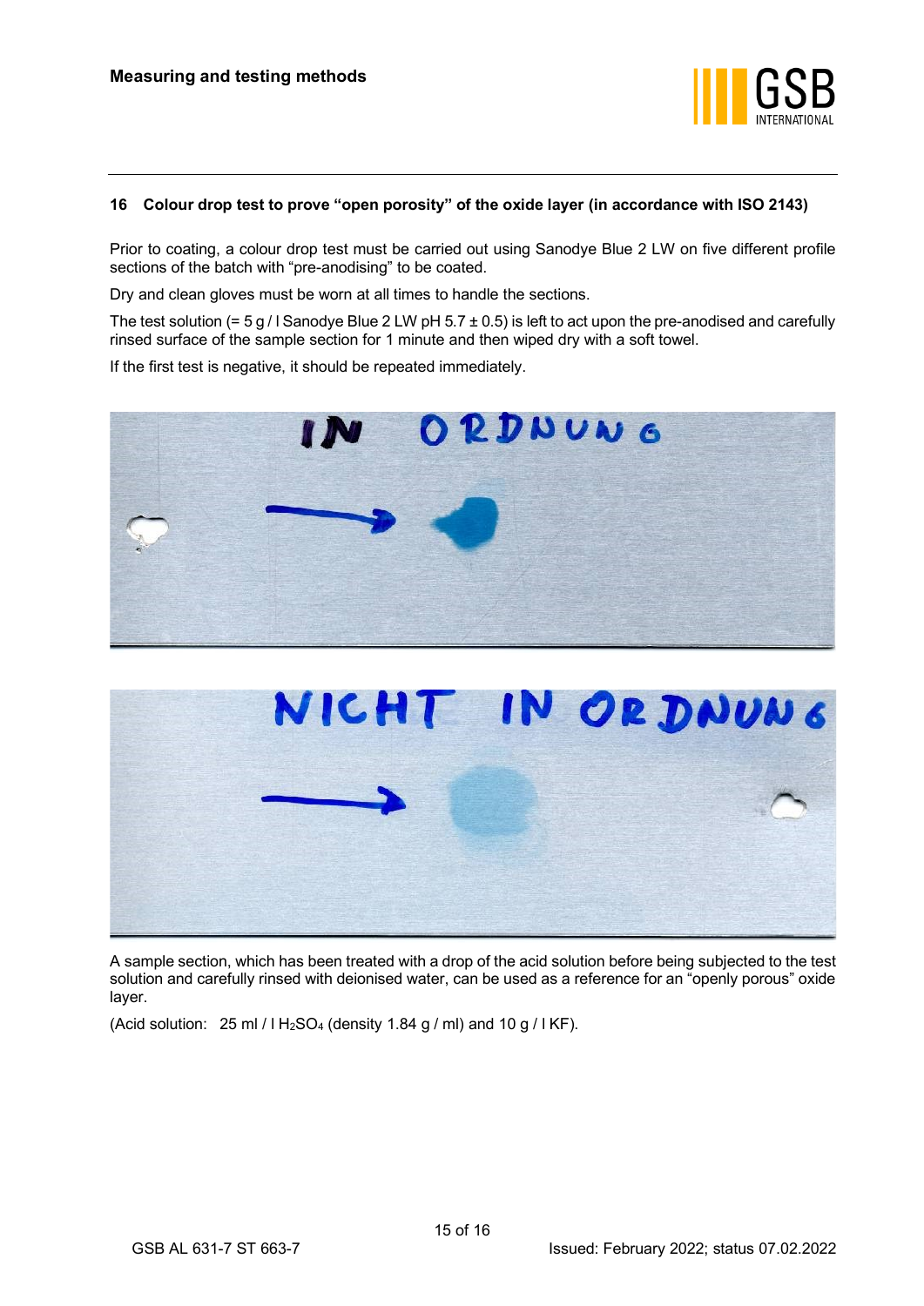## 16 Colour drop test to prove "open porosity" of the oxide layer (in accordance with ISO 2143)

Prior to coating, a colour drop test must be carried out using Sanodye Blue 2 LW on five different profile sections of the batch with "pre-anodising" to be coated.

Dry and clean gloves must be worn at all times to handle the sections.

The test solution (= 5 g / l Sanodye Blue 2 LW pH 5.7 ± 0.5) is left to act upon the pre-anodised and carefully rinsed surface of the sample section for 1 minute and then wiped dry with a soft towel.

If the first test is negative, it should be repeated immediately.

A sample section, which has been treated with a drop of the acid solution before being subjected to the test solution and carefully rinsed with deionised water, can be used as a reference for an "openly porous" oxide layer.

(Acid solution: 25 ml / l $H_2SO_4$ (density 1.84 g / ml) and 10 g / l KF).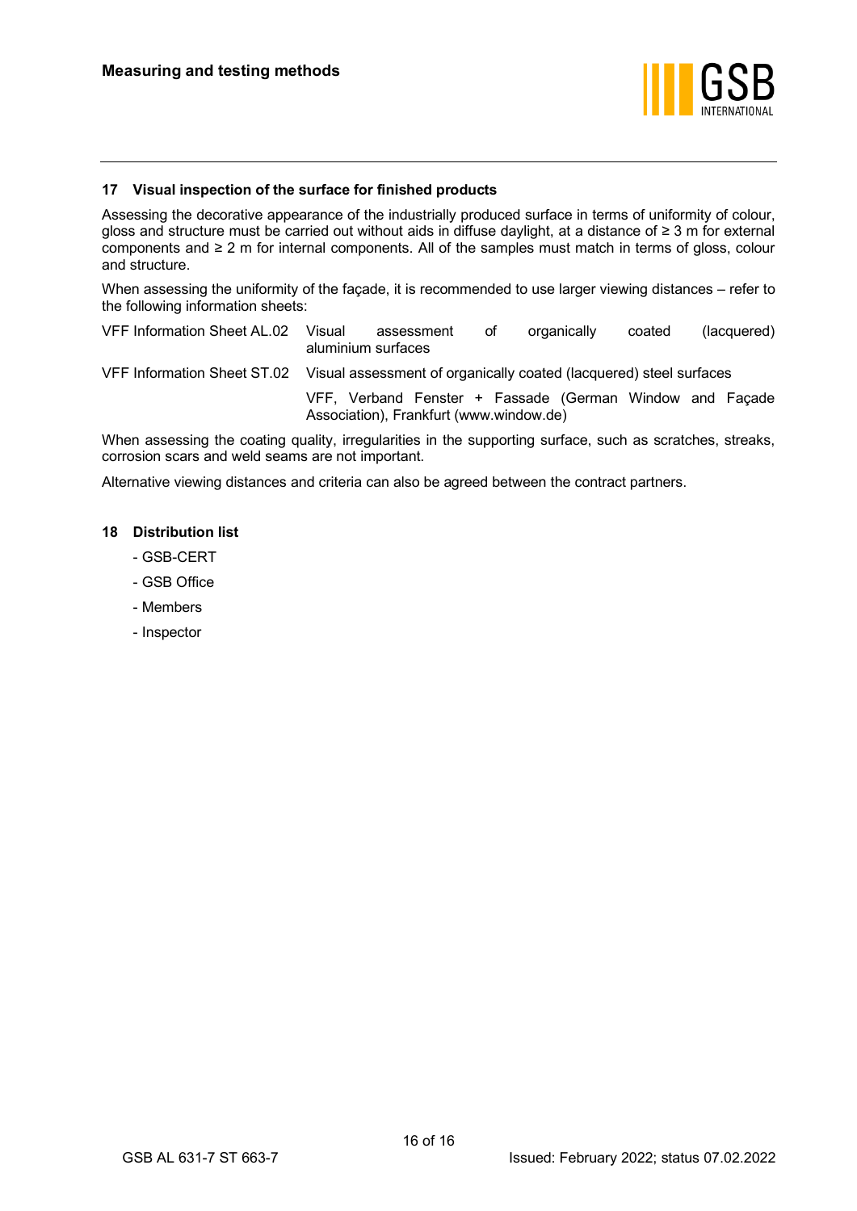## 17 Visual inspection of the surface for finished products

Assessing the decorative appearance of the industrially produced surface in terms of uniformity of colour, gloss and structure must be carried out without aids in diffuse daylight, at a distance of ≥ 3 m for external components and ≥ 2 m for internal components. All of the samples must match in terms of gloss, colour and structure.

When assessing the uniformity of the façade, it is recommended to use larger viewing distances – refer to the following information sheets:

| | |
|---|---|
| VFF Information Sheet AL.02 | Visual assessment of organically coated (lacquered) aluminium surfaces |
| VFF Information Sheet ST.02 | Visual assessment of organically coated (lacquered) steel surfaces |
| | VFF, Verband Fenster + Fassade (German Window and Façade Association), Frankfurt (www.window.de) |

When assessing the coating quality, irregularities in the supporting surface, such as scratches, streaks, corrosion scars and weld seams are not important.

Alternative viewing distances and criteria can also be agreed between the contract partners.

## 18 Distribution list

- GSB-CERT
- GSB Office
- Members
- Inspector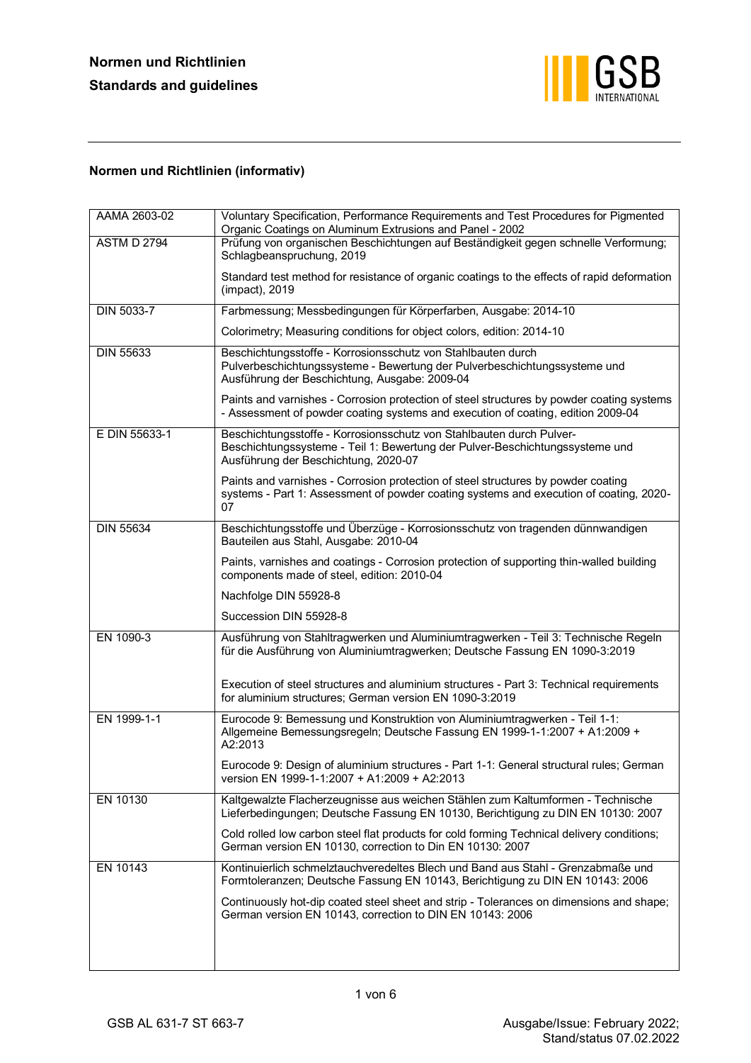## Normen und Richtlinien (informativ)

| | |
|---|---|
| AAMA 2603-02 | Voluntary Specification, Performance Requirements and Test Procedures for Pigmented Organic Coatings on Aluminum Extrusions and Panel - 2002 |
| ASTM D 2794 | Prüfung von organischen Beschichtungen auf Beständigkeit gegen schnelle Verformung; Schlagbeanspruchung, 2019<br><br>Standard test method for resistance of organic coatings to the effects of rapid deformation (impact), 2019 |
| DIN 5033-7 | Farbmessung; Messbedingungen für Körperfarben, Ausgabe: 2014-10<br><br>Colorimetry; Measuring conditions for object colors, edition: 2014-10 |
| DIN 55633 | Beschichtungsstoffe - Korrosionsschutz von Stahlbauten durch Pulverbeschichtungssysteme - Bewertung der Pulverbeschichtungssysteme und Ausführung der Beschichtung, Ausgabe: 2009-04<br><br>Paints and varnishes - Corrosion protection of steel structures by powder coating systems - Assessment of powder coating systems and execution of coating, edition 2009-04 |
| E DIN 55633-1 | Beschichtungsstoffe - Korrosionsschutz von Stahlbauten durch Pulver-Beschichtungssysteme - Teil 1: Bewertung der Pulver-Beschichtungssysteme und Ausführung der Beschichtung, 2020-07<br><br>Paints and varnishes - Corrosion protection of steel structures by powder coating systems - Part 1: Assessment of powder coating systems and execution of coating, 2020-07 |
| DIN 55634 | Beschichtungsstoffe und Überzüge - Korrosionsschutz von tragenden dünnwandigen Bauteilen aus Stahl, Ausgabe: 2010-04<br><br>Paints, varnishes and coatings - Corrosion protection of supporting thin-walled building components made of steel, edition: 2010-04<br><br>Nachfolge DIN 55928-8<br><br>Succession DIN 55928-8 |
| EN 1090-3 | Ausführung von Stahltragwerken und Aluminiumtragwerken - Teil 3: Technische Regeln für die Ausführung von Aluminiumtragwerken; Deutsche Fassung EN 1090-3:2019<br><br>Execution of steel structures and aluminium structures - Part 3: Technical requirements for aluminium structures; German version EN 1090-3:2019 |
| EN 1999-1-1 | Eurocode 9: Bemessung und Konstruktion von Aluminiumtragwerken - Teil 1-1: Allgemeine Bemessungsregeln; Deutsche Fassung EN 1999-1-1:2007 + A1:2009 + A2:2013<br><br>Eurocode 9: Design of aluminium structures - Part 1-1: General structural rules; German version EN 1999-1-1:2007 + A1:2009 + A2:2013 |
| EN 10130 | Kaltgewalzte Flacherzeugnisse aus weichen Stählen zum Kaltumformen - Technische Lieferbedingungen; Deutsche Fassung EN 10130, Berichtigung zu DIN EN 10130: 2007<br><br>Cold rolled low carbon steel flat products for cold forming Technical delivery conditions; German version EN 10130, correction to Din EN 10130: 2007 |
| EN 10143 | Kontinuierlich schmelztauchveredeltes Blech und Band aus Stahl - Grenzabmaße und Formtoleranzen; Deutsche Fassung EN 10143, Berichtigung zu DIN EN 10143: 2006<br><br>Continuously hot-dip coated steel sheet and strip - Tolerances on dimensions and shape; German version EN 10143, correction to DIN EN 10143: 2006 |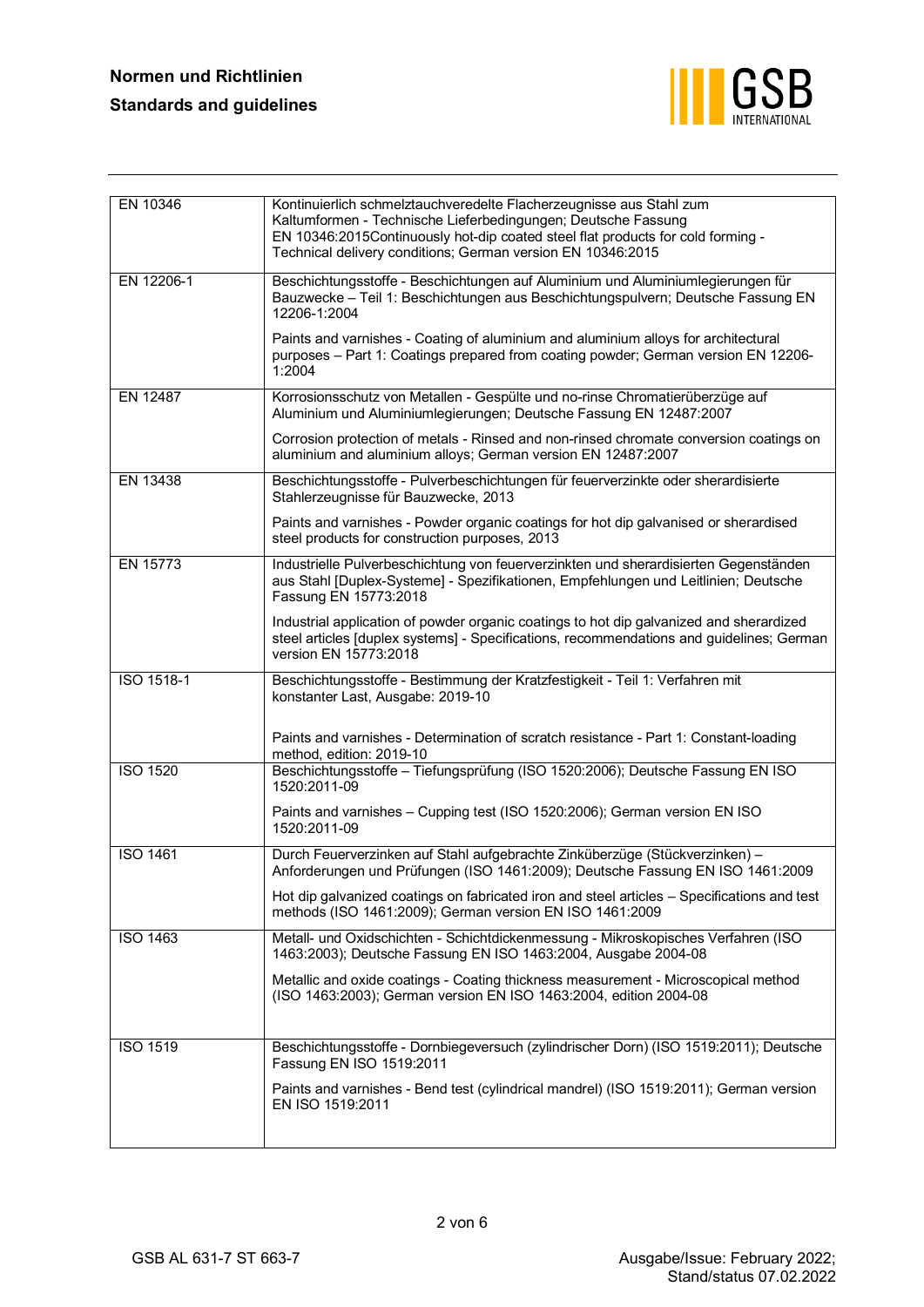| | |
|---|---|
| EN 10346 | Kontinuierlich schmelztauchveredelte Flacherzeugnisse aus Stahl zum Kaltumformen - Technische Lieferbedingungen; Deutsche Fassung EN 10346:2015Continuously hot-dip coated steel flat products for cold forming - Technical delivery conditions; German version EN 10346:2015 |
| EN 12206-1 | Beschichtungsstoffe - Beschichtungen auf Aluminium und Aluminiumlegierungen für Bauzwecke – Teil 1: Beschichtungen aus Beschichtungspulvern; Deutsche Fassung EN 12206-1:2004<br><br>Paints and varnishes - Coating of aluminium and aluminium alloys for architectural purposes – Part 1: Coatings prepared from coating powder; German version EN 12206-1:2004 |
| EN 12487 | Korrosionsschutz von Metallen - Gespülte und no-rinse Chromatierüberzüge auf Aluminium und Aluminiumlegierungen; Deutsche Fassung EN 12487:2007<br><br>Corrosion protection of metals - Rinsed and non-rinsed chromate conversion coatings on aluminium and aluminium alloys; German version EN 12487:2007 |
| EN 13438 | Beschichtungsstoffe - Pulverbeschichtungen für feuerverzinkte oder sherardisierte Stahlerzeugnisse für Bauzwecke, 2013<br><br>Paints and varnishes - Powder organic coatings for hot dip galvanised or sherardised steel products for construction purposes, 2013 |
| EN 15773 | Industrielle Pulverbeschichtung von feuerverzinkten und sherardisierten Gegenständen aus Stahl [Duplex-Systeme] - Spezifikationen, Empfehlungen und Leitlinien; Deutsche Fassung EN 15773:2018<br><br>Industrial application of powder organic coatings to hot dip galvanized and sherardized steel articles [duplex systems] - Specifications, recommendations and guidelines; German version EN 15773:2018 |
| ISO 1518-1 | Beschichtungsstoffe - Bestimmung der Kratzfestigkeit - Teil 1: Verfahren mit konstanter Last, Ausgabe: 2019-10<br><br>Paints and varnishes - Determination of scratch resistance - Part 1: Constant-loading method, edition: 2019-10 |
| ISO 1520 | Beschichtungsstoffe – Tiefungsprüfung (ISO 1520:2006); Deutsche Fassung EN ISO 1520:2011-09<br><br>Paints and varnishes – Cupping test (ISO 1520:2006); German version EN ISO 1520:2011-09 |
| ISO 1461 | Durch Feuerverzinken auf Stahl aufgebrachte Zinküberzüge (Stückverzinken) – Anforderungen und Prüfungen (ISO 1461:2009); Deutsche Fassung EN ISO 1461:2009<br><br>Hot dip galvanized coatings on fabricated iron and steel articles – Specifications and test methods (ISO 1461:2009); German version EN ISO 1461:2009 |
| ISO 1463 | Metall- und Oxidschichten - Schichtdickenmessung - Mikroskopisches Verfahren (ISO 1463:2003); Deutsche Fassung EN ISO 1463:2004, Ausgabe 2004-08<br><br>Metallic and oxide coatings - Coating thickness measurement - Microscopical method (ISO 1463:2003); German version EN ISO 1463:2004, edition 2004-08 |
| ISO 1519 | Beschichtungsstoffe - Dornbiegeversuch (zylindrischer Dorn) (ISO 1519:2011); Deutsche Fassung EN ISO 1519:2011<br><br>Paints and varnishes - Bend test (cylindrical mandrel) (ISO 1519:2011); German version EN ISO 1519:2011 |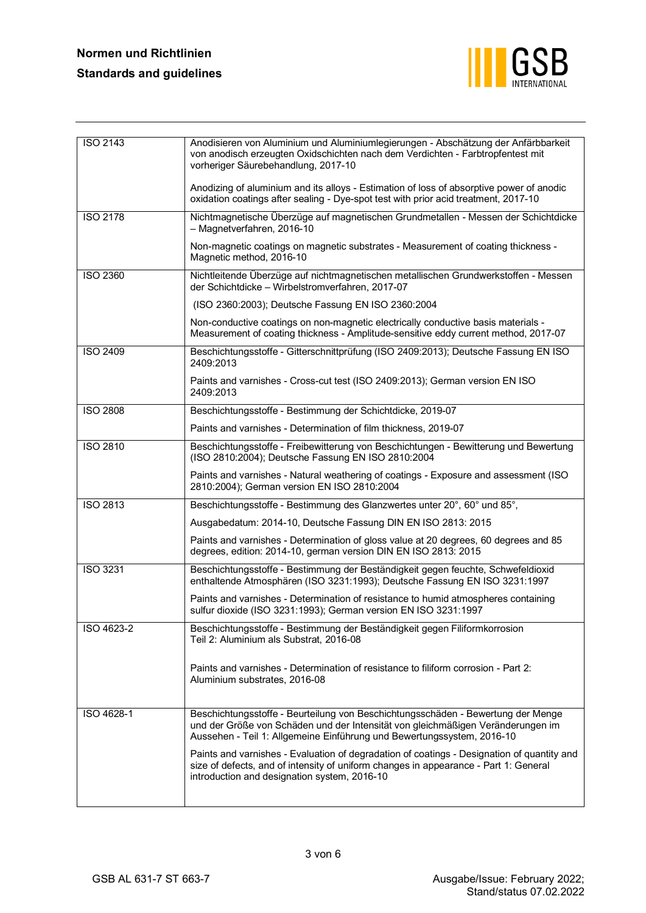| | |
|---|---|
| ISO 2143 | Anodisieren von Aluminium und Aluminiumlegierungen - Abschätzung der Anfärbbarkeit von anodisch erzeugten Oxidschichten nach dem Verdichten - Farbtropfentest mit vorheriger Säurebehandlung, 2017-10<br><br>Anodizing of aluminium and its alloys - Estimation of loss of absorptive power of anodic oxidation coatings after sealing - Dye-spot test with prior acid treatment, 2017-10 |
| ISO 2178 | Nichtmagnetische Überzüge auf magnetischen Grundmetallen - Messen der Schichtdicke – Magnetverfahren, 2016-10<br><br>Non-magnetic coatings on magnetic substrates - Measurement of coating thickness - Magnetic method, 2016-10 |
| ISO 2360 | Nichtleitende Überzüge auf nichtmagnetischen metallischen Grundwerkstoffen - Messen der Schichtdicke – Wirbelstromverfahren, 2017-07<br><br>(ISO 2360:2003); Deutsche Fassung EN ISO 2360:2004<br><br>Non-conductive coatings on non-magnetic electrically conductive basis materials - Measurement of coating thickness - Amplitude-sensitive eddy current method, 2017-07 |
| ISO 2409 | Beschichtungsstoffe - Gitterschnittprüfung (ISO 2409:2013); Deutsche Fassung EN ISO 2409:2013<br><br>Paints and varnishes - Cross-cut test (ISO 2409:2013); German version EN ISO 2409:2013 |
| ISO 2808 | Beschichtungsstoffe - Bestimmung der Schichtdicke, 2019-07<br><br>Paints and varnishes - Determination of film thickness, 2019-07 |
| ISO 2810 | Beschichtungsstoffe - Freibewitterung von Beschichtungen - Bewitterung und Bewertung (ISO 2810:2004); Deutsche Fassung EN ISO 2810:2004<br><br>Paints and varnishes - Natural weathering of coatings - Exposure and assessment (ISO 2810:2004); German version EN ISO 2810:2004 |
| ISO 2813 | Beschichtungsstoffe - Bestimmung des Glanzwertes unter 20°, 60° und 85°,<br><br>Ausgabedatum: 2014-10, Deutsche Fassung DIN EN ISO 2813: 2015<br><br>Paints and varnishes - Determination of gloss value at 20 degrees, 60 degrees and 85 degrees, edition: 2014-10, german version DIN EN ISO 2813: 2015 |
| ISO 3231 | Beschichtungsstoffe - Bestimmung der Beständigkeit gegen feuchte, Schwefeldioxid enthaltende Atmosphären (ISO 3231:1993); Deutsche Fassung EN ISO 3231:1997<br><br>Paints and varnishes - Determination of resistance to humid atmospheres containing sulfur dioxide (ISO 3231:1993); German version EN ISO 3231:1997 |
| ISO 4623-2 | Beschichtungsstoffe - Bestimmung der Beständigkeit gegen Filiformkorrosion Teil 2: Aluminium als Substrat, 2016-08<br><br>Paints and varnishes - Determination of resistance to filiform corrosion - Part 2: Aluminium substrates, 2016-08 |
| ISO 4628-1 | Beschichtungsstoffe - Beurteilung von Beschichtungsschäden - Bewertung der Menge und der Größe von Schäden und der Intensität von gleichmäßigen Veränderungen im Aussehen - Teil 1: Allgemeine Einführung und Bewertungssystem, 2016-10<br><br>Paints and varnishes - Evaluation of degradation of coatings - Designation of quantity and size of defects, and of intensity of uniform changes in appearance - Part 1: General introduction and designation system, 2016-10 |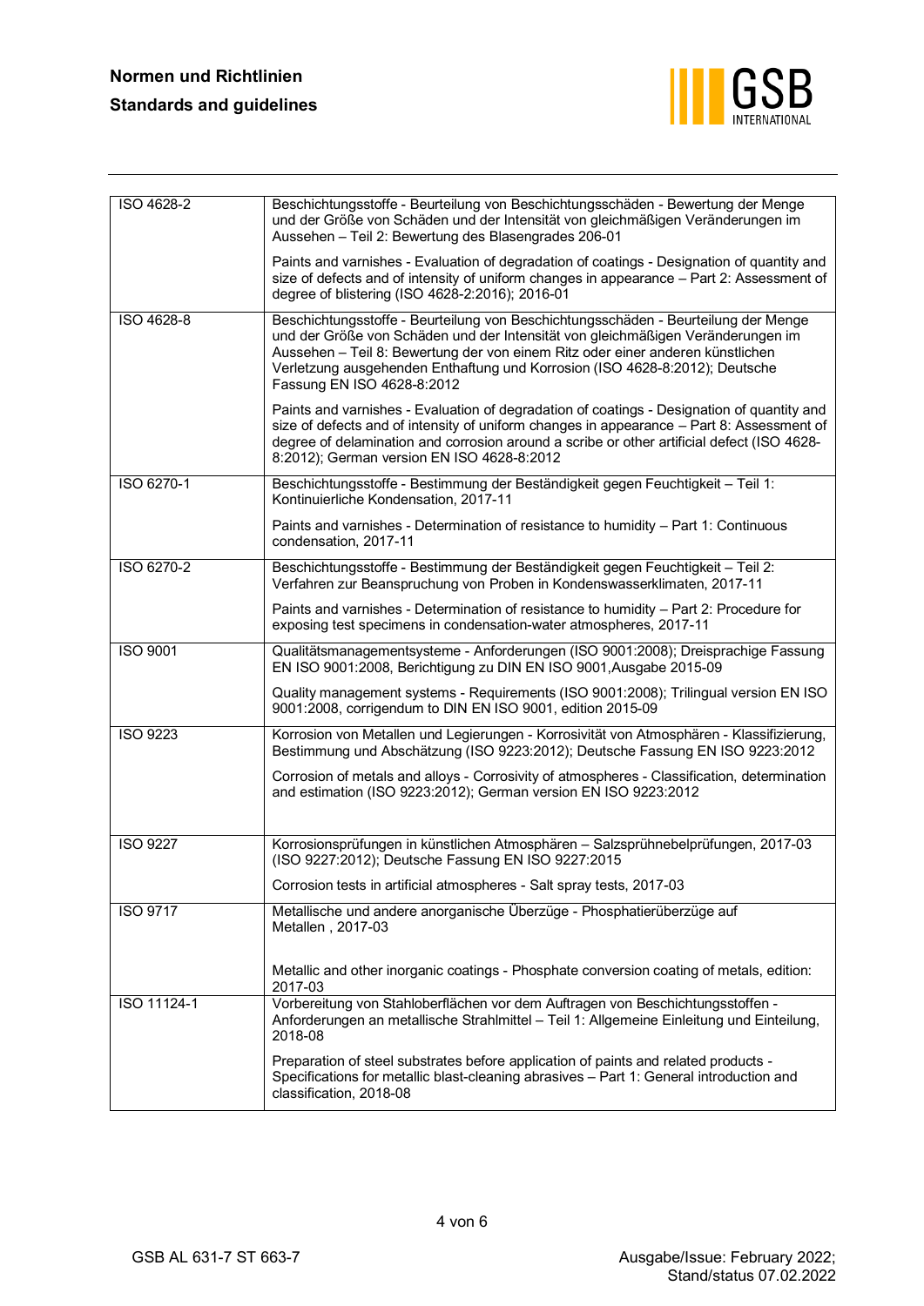| | |
|---|---|
| ISO 4628-2 | Beschichtungsstoffe - Beurteilung von Beschichtungsschäden - Bewertung der Menge und der Größe von Schäden und der Intensität von gleichmäßigen Veränderungen im Aussehen – Teil 2: Bewertung des Blasengrades 206-01<br><br>Paints and varnishes - Evaluation of degradation of coatings - Designation of quantity and size of defects and of intensity of uniform changes in appearance – Part 2: Assessment of degree of blistering (ISO 4628-2:2016); 2016-01 |
| ISO 4628-8 | Beschichtungsstoffe - Beurteilung von Beschichtungsschäden - Beurteilung der Menge und der Größe von Schäden und der Intensität von gleichmäßigen Veränderungen im Aussehen – Teil 8: Bewertung der von einem Ritz oder einer anderen künstlichen Verletzung ausgehenden Enthaftung und Korrosion (ISO 4628-8:2012); Deutsche Fassung EN ISO 4628-8:2012<br><br>Paints and varnishes - Evaluation of degradation of coatings - Designation of quantity and size of defects and of intensity of uniform changes in appearance – Part 8: Assessment of degree of delamination and corrosion around a scribe or other artificial defect (ISO 4628-8:2012); German version EN ISO 4628-8:2012 |
| ISO 6270-1 | Beschichtungsstoffe - Bestimmung der Beständigkeit gegen Feuchtigkeit – Teil 1: Kontinuierliche Kondensation, 2017-11<br><br>Paints and varnishes - Determination of resistance to humidity – Part 1: Continuous condensation, 2017-11 |
| ISO 6270-2 | Beschichtungsstoffe - Bestimmung der Beständigkeit gegen Feuchtigkeit – Teil 2: Verfahren zur Beanspruchung von Proben in Kondenswasserklimaten, 2017-11<br><br>Paints and varnishes - Determination of resistance to humidity – Part 2: Procedure for exposing test specimens in condensation-water atmospheres, 2017-11 |
| ISO 9001 | Qualitätsmanagementsysteme - Anforderungen (ISO 9001:2008); Dreisprachige Fassung EN ISO 9001:2008, Berichtigung zu DIN EN ISO 9001,Ausgabe 2015-09<br><br>Quality management systems - Requirements (ISO 9001:2008); Trilingual version EN ISO 9001:2008, corrigendum to DIN EN ISO 9001, edition 2015-09 |
| ISO 9223 | Korrosion von Metallen und Legierungen - Korrosivität von Atmosphären - Klassifizierung, Bestimmung und Abschätzung (ISO 9223:2012); Deutsche Fassung EN ISO 9223:2012<br><br>Corrosion of metals and alloys - Corrosivity of atmospheres - Classification, determination and estimation (ISO 9223:2012); German version EN ISO 9223:2012 |
| ISO 9227 | Korrosionsprüfungen in künstlichen Atmosphären – Salzsprühnebelprüfungen, 2017-03 (ISO 9227:2012); Deutsche Fassung EN ISO 9227:2015<br><br>Corrosion tests in artificial atmospheres - Salt spray tests, 2017-03 |
| ISO 9717 | Metallische und andere anorganische Überzüge - Phosphatierüberzüge auf Metallen , 2017-03<br><br>Metallic and other inorganic coatings - Phosphate conversion coating of metals, edition: 2017-03 |
| ISO 11124-1 | Vorbereitung von Stahloberflächen vor dem Auftragen von Beschichtungsstoffen - Anforderungen an metallische Strahlmittel – Teil 1: Allgemeine Einleitung und Einteilung, 2018-08<br><br>Preparation of steel substrates before application of paints and related products - Specifications for metallic blast-cleaning abrasives – Part 1: General introduction and classification, 2018-08 |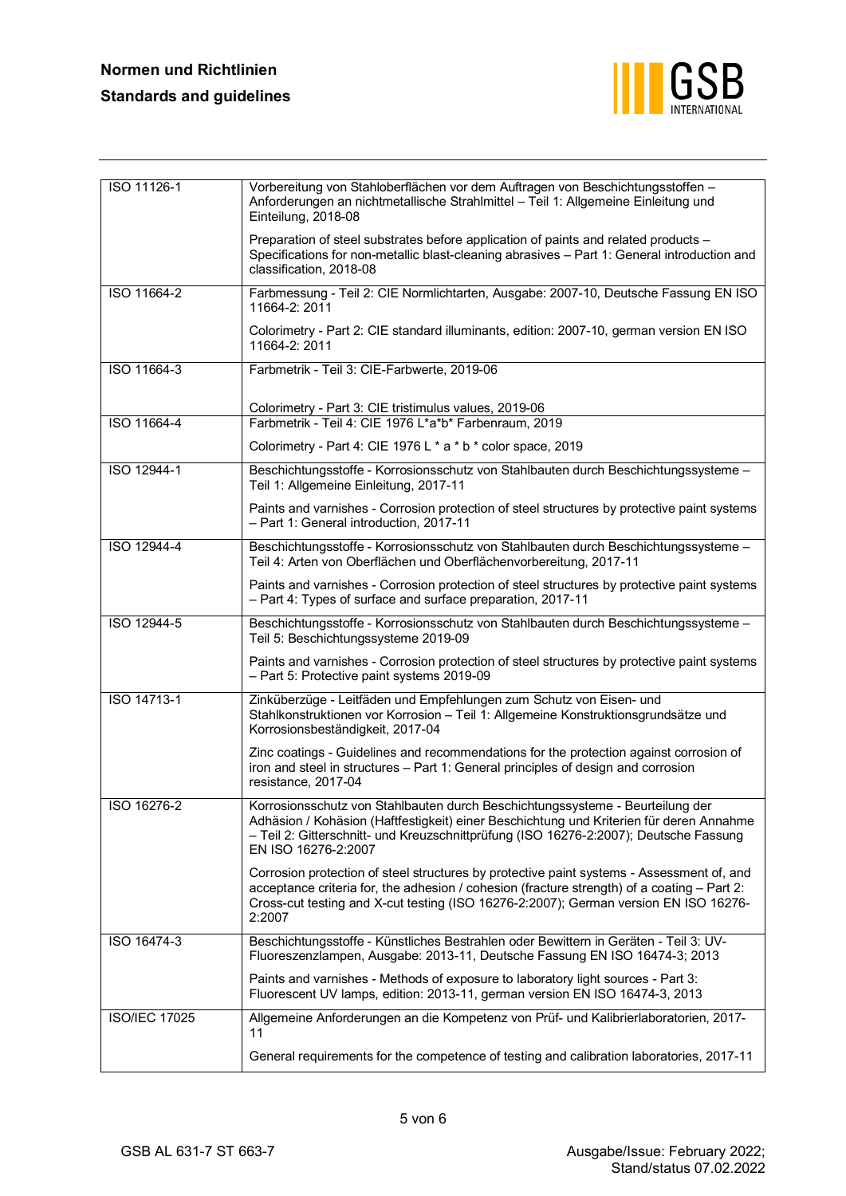| | |
|---|---|
| ISO 11126-1 | Vorbereitung von Stahloberflächen vor dem Auftragen von Beschichtungsstoffen – Anforderungen an nichtmetallische Strahlmittel – Teil 1: Allgemeine Einleitung und Einteilung, 2018-08<br><br>Preparation of steel substrates before application of paints and related products – Specifications for non-metallic blast-cleaning abrasives – Part 1: General introduction and classification, 2018-08 |
| ISO 11664-2 | Farbmessung - Teil 2: CIE Normlichtarten, Ausgabe: 2007-10, Deutsche Fassung EN ISO 11664-2: 2011<br><br>Colorimetry - Part 2: CIE standard illuminants, edition: 2007-10, german version EN ISO 11664-2: 2011 |
| ISO 11664-3 | Farbmetrik - Teil 3: CIE-Farbwerte, 2019-06<br><br>Colorimetry - Part 3: CIE tristimulus values, 2019-06 |
| ISO 11664-4 | Farbmetrik - Teil 4: CIE 1976 L*a*b* Farbenraum, 2019<br><br>Colorimetry - Part 4: CIE 1976 L * a * b * color space, 2019 |
| ISO 12944-1 | Beschichtungsstoffe - Korrosionsschutz von Stahlbauten durch Beschichtungssysteme – Teil 1: Allgemeine Einleitung, 2017-11<br><br>Paints and varnishes - Corrosion protection of steel structures by protective paint systems – Part 1: General introduction, 2017-11 |
| ISO 12944-4 | Beschichtungsstoffe - Korrosionsschutz von Stahlbauten durch Beschichtungssysteme – Teil 4: Arten von Oberflächen und Oberflächenvorbereitung, 2017-11<br><br>Paints and varnishes - Corrosion protection of steel structures by protective paint systems – Part 4: Types of surface and surface preparation, 2017-11 |
| ISO 12944-5 | Beschichtungsstoffe - Korrosionsschutz von Stahlbauten durch Beschichtungssysteme – Teil 5: Beschichtungssysteme 2019-09<br><br>Paints and varnishes - Corrosion protection of steel structures by protective paint systems – Part 5: Protective paint systems 2019-09 |
| ISO 14713-1 | Zinküberzüge - Leitfäden und Empfehlungen zum Schutz von Eisen- und Stahlkonstruktionen vor Korrosion – Teil 1: Allgemeine Konstruktionsgrundsätze und Korrosionsbeständigkeit, 2017-04<br><br>Zinc coatings - Guidelines and recommendations for the protection against corrosion of iron and steel in structures – Part 1: General principles of design and corrosion resistance, 2017-04 |
| ISO 16276-2 | Korrosionsschutz von Stahlbauten durch Beschichtungssysteme - Beurteilung der Adhäsion / Kohäsion (Haftfestigkeit) einer Beschichtung und Kriterien für deren Annahme – Teil 2: Gitterschnitt- und Kreuzschnittprüfung (ISO 16276-2:2007); Deutsche Fassung EN ISO 16276-2:2007<br><br>Corrosion protection of steel structures by protective paint systems - Assessment of, and acceptance criteria for, the adhesion / cohesion (fracture strength) of a coating – Part 2: Cross-cut testing and X-cut testing (ISO 16276-2:2007); German version EN ISO 16276-2:2007 |
| ISO 16474-3 | Beschichtungsstoffe - Künstliches Bestrahlen oder Bewittern in Geräten - Teil 3: UV-Fluoreszenzlampen, Ausgabe: 2013-11, Deutsche Fassung EN ISO 16474-3; 2013<br><br>Paints and varnishes - Methods of exposure to laboratory light sources - Part 3: Fluorescent UV lamps, edition: 2013-11, german version EN ISO 16474-3, 2013 |
| ISO/IEC 17025 | Allgemeine Anforderungen an die Kompetenz von Prüf- und Kalibrierlaboratorien, 2017-11<br><br>General requirements for the competence of testing and calibration laboratories, 2017-11 |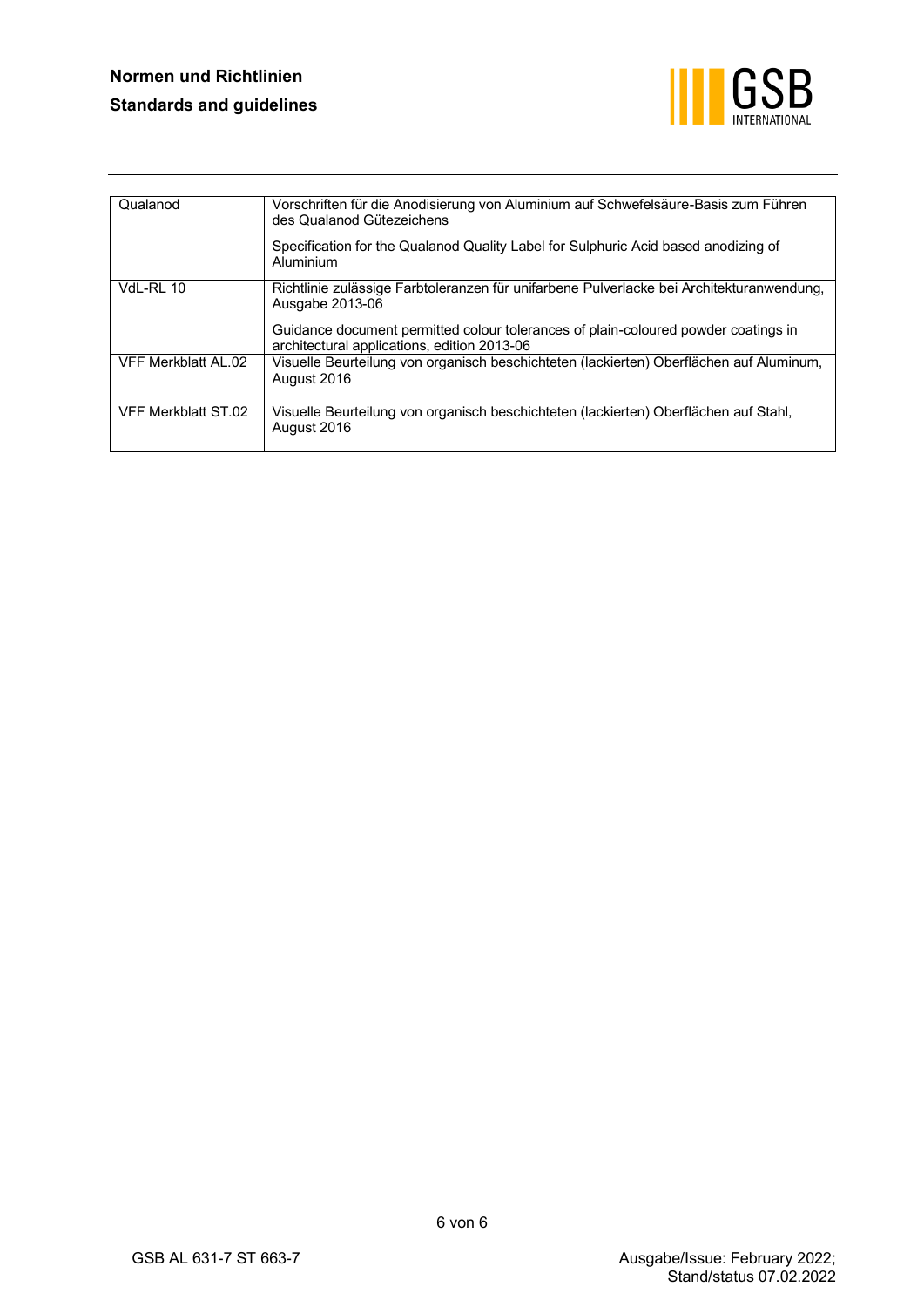| | |
|---|---|
| Qualanod | Vorschriften für die Anodisierung von Aluminium auf Schwefelsäure-Basis zum Führen des Qualanod Gütezeichens<br><br>Specification for the Qualanod Quality Label for Sulphuric Acid based anodizing of Aluminium |
| VdL-RL 10 | Richtlinie zulässige Farbtoleranzen für unifarbene Pulverlacke bei Architekturanwendung, Ausgabe 2013-06<br><br>Guidance document permitted colour tolerances of plain-coloured powder coatings in architectural applications, edition 2013-06 |
| VFF Merkblatt AL.02 | Visuelle Beurteilung von organisch beschichteten (lackierten) Oberflächen auf Aluminum, August 2016 |
| VFF Merkblatt ST.02 | Visuelle Beurteilung von organisch beschichteten (lackierten) Oberflächen auf Stahl, August 2016 |